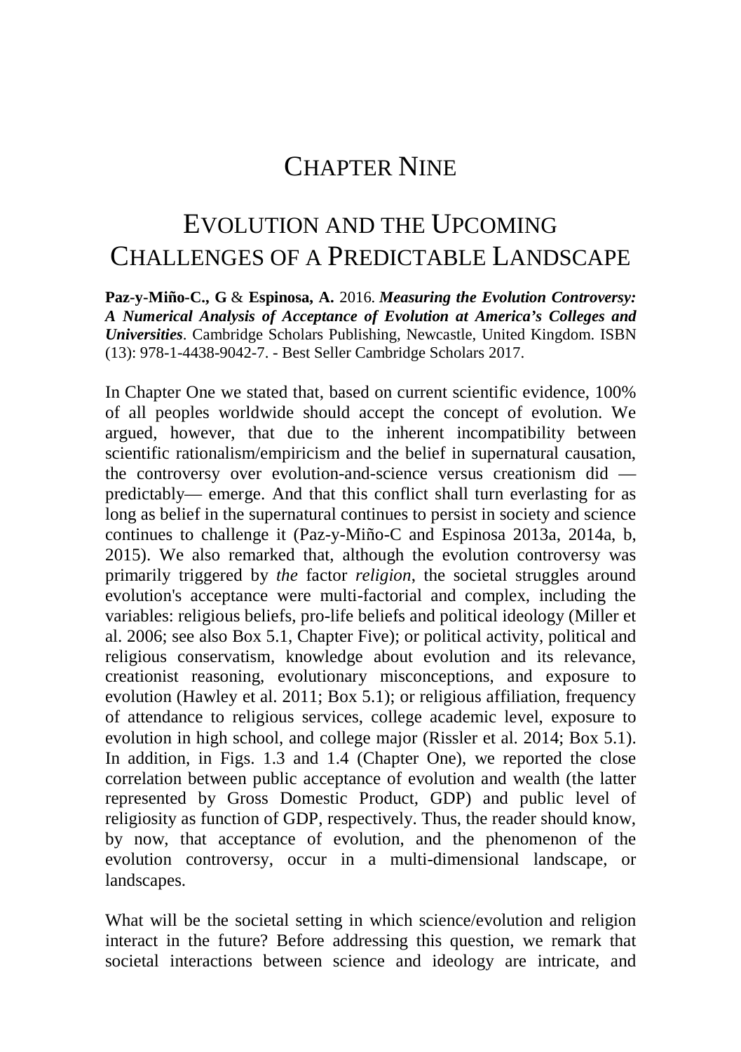# Chapter Nine

# Evolution and the Upcoming Challenges of a Predictable Landscape

**Paz-y-Miño-C., G** & **Espinosa, A.** 2016. ***Measuring the Evolution Controversy: A Numerical Analysis of Acceptance of Evolution at America's Colleges and Universities***. Cambridge Scholars Publishing, Newcastle, United Kingdom. ISBN (13): 978-1-4438-9042-7. - Best Seller Cambridge Scholars 2017.

In Chapter One we stated that, based on current scientific evidence, 100% of all peoples worldwide should accept the concept of evolution. We argued, however, that due to the inherent incompatibility between scientific rationalism/empiricism and the belief in supernatural causation, the controversy over evolution-and-science versus creationism did —predictably— emerge. And that this conflict shall turn everlasting for as long as belief in the supernatural continues to persist in society and science continues to challenge it (Paz-y-Miño-C and Espinosa 2013a, 2014a, b, 2015). We also remarked that, although the evolution controversy was primarily triggered by *the* factor *religion*, the societal struggles around evolution's acceptance were multi-factorial and complex, including the variables: religious beliefs, pro-life beliefs and political ideology (Miller et al. 2006; see also Box 5.1, Chapter Five); or political activity, political and religious conservatism, knowledge about evolution and its relevance, creationist reasoning, evolutionary misconceptions, and exposure to evolution (Hawley et al. 2011; Box 5.1); or religious affiliation, frequency of attendance to religious services, college academic level, exposure to evolution in high school, and college major (Rissler et al. 2014; Box 5.1). In addition, in Figs. 1.3 and 1.4 (Chapter One), we reported the close correlation between public acceptance of evolution and wealth (the latter represented by Gross Domestic Product, GDP) and public level of religiosity as function of GDP, respectively. Thus, the reader should know, by now, that acceptance of evolution, and the phenomenon of the evolution controversy, occur in a multi-dimensional landscape, or landscapes.

What will be the societal setting in which science/evolution and religion interact in the future? Before addressing this question, we remark that societal interactions between science and ideology are intricate, and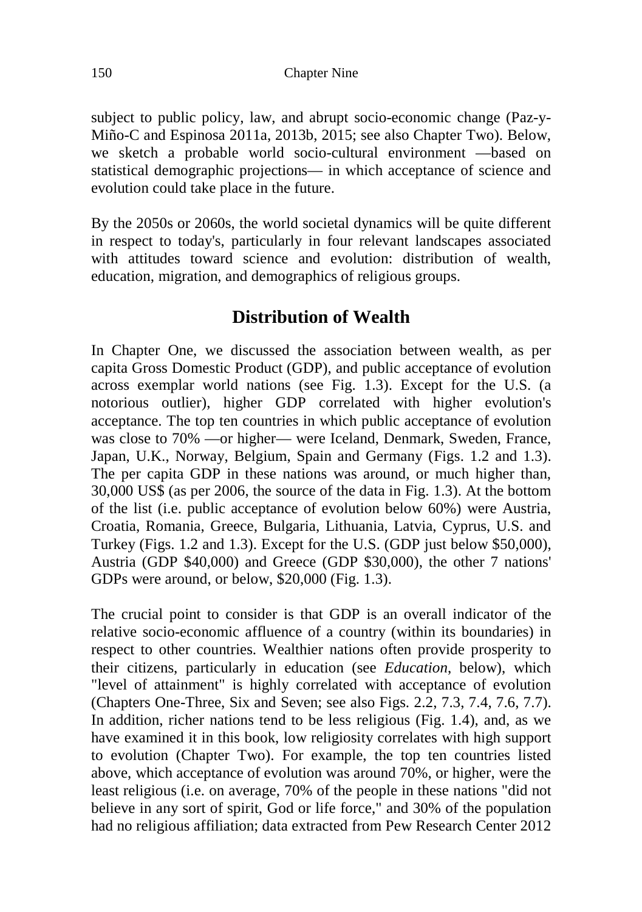subject to public policy, law, and abrupt socio-economic change (Paz-y-Miño-C and Espinosa 2011a, 2013b, 2015; see also Chapter Two). Below, we sketch a probable world socio-cultural environment —based on statistical demographic projections— in which acceptance of science and evolution could take place in the future.

By the 2050s or 2060s, the world societal dynamics will be quite different in respect to today's, particularly in four relevant landscapes associated with attitudes toward science and evolution: distribution of wealth, education, migration, and demographics of religious groups.

## Distribution of Wealth

In Chapter One, we discussed the association between wealth, as per capita Gross Domestic Product (GDP), and public acceptance of evolution across exemplar world nations (see Fig. 1.3). Except for the U.S. (a notorious outlier), higher GDP correlated with higher evolution's acceptance. The top ten countries in which public acceptance of evolution was close to 70% —or higher— were Iceland, Denmark, Sweden, France, Japan, U.K., Norway, Belgium, Spain and Germany (Figs. 1.2 and 1.3). The per capita GDP in these nations was around, or much higher than, 30,000 US$ (as per 2006, the source of the data in Fig. 1.3). At the bottom of the list (i.e. public acceptance of evolution below 60%) were Austria, Croatia, Romania, Greece, Bulgaria, Lithuania, Latvia, Cyprus, U.S. and Turkey (Figs. 1.2 and 1.3). Except for the U.S. (GDP just below $50,000), Austria (GDP $40,000) and Greece (GDP $30,000), the other 7 nations' GDPs were around, or below, $20,000 (Fig. 1.3).

The crucial point to consider is that GDP is an overall indicator of the relative socio-economic affluence of a country (within its boundaries) in respect to other countries. Wealthier nations often provide prosperity to their citizens, particularly in education (see *Education*, below), which "level of attainment" is highly correlated with acceptance of evolution (Chapters One-Three, Six and Seven; see also Figs. 2.2, 7.3, 7.4, 7.6, 7.7). In addition, richer nations tend to be less religious (Fig. 1.4), and, as we have examined it in this book, low religiosity correlates with high support to evolution (Chapter Two). For example, the top ten countries listed above, which acceptance of evolution was around 70%, or higher, were the least religious (i.e. on average, 70% of the people in these nations "did not believe in any sort of spirit, God or life force," and 30% of the population had no religious affiliation; data extracted from Pew Research Center 2012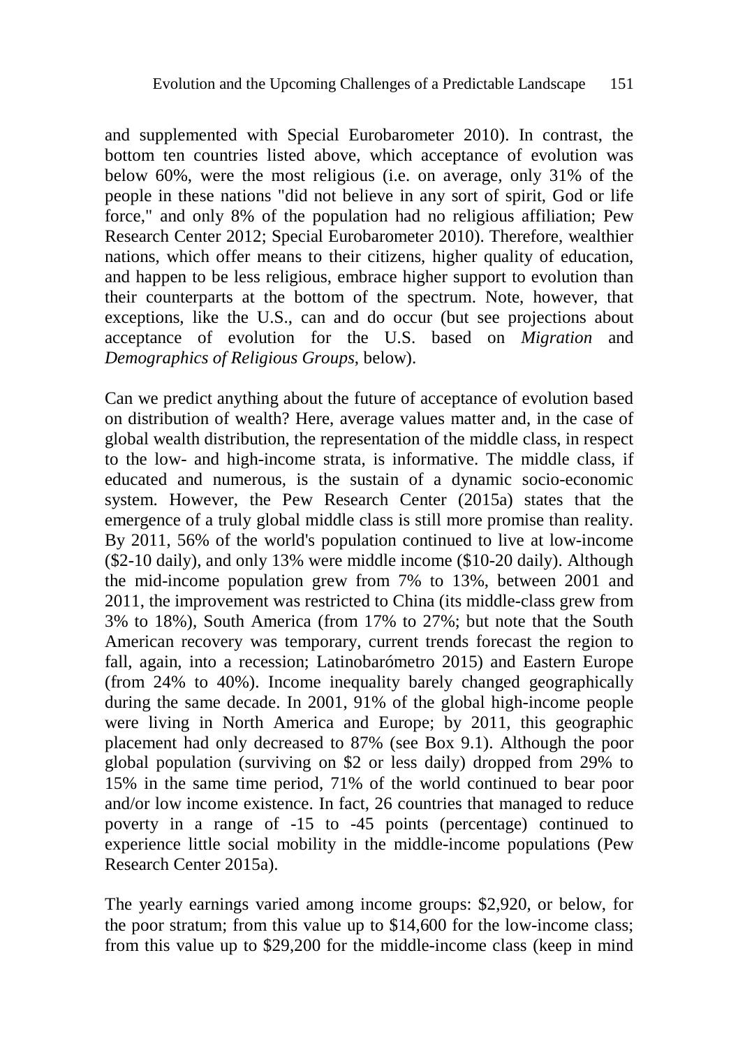and supplemented with Special Eurobarometer 2010). In contrast, the bottom ten countries listed above, which acceptance of evolution was below 60%, were the most religious (i.e. on average, only 31% of the people in these nations "did not believe in any sort of spirit, God or life force," and only 8% of the population had no religious affiliation; Pew Research Center 2012; Special Eurobarometer 2010). Therefore, wealthier nations, which offer means to their citizens, higher quality of education, and happen to be less religious, embrace higher support to evolution than their counterparts at the bottom of the spectrum. Note, however, that exceptions, like the U.S., can and do occur (but see projections about acceptance of evolution for the U.S. based on *Migration* and *Demographics of Religious Groups*, below).

Can we predict anything about the future of acceptance of evolution based on distribution of wealth? Here, average values matter and, in the case of global wealth distribution, the representation of the middle class, in respect to the low- and high-income strata, is informative. The middle class, if educated and numerous, is the sustain of a dynamic socio-economic system. However, the Pew Research Center (2015a) states that the emergence of a truly global middle class is still more promise than reality. By 2011, 56% of the world's population continued to live at low-income ($2-10 daily), and only 13% were middle income ($10-20 daily). Although the mid-income population grew from 7% to 13%, between 2001 and 2011, the improvement was restricted to China (its middle-class grew from 3% to 18%), South America (from 17% to 27%; but note that the South American recovery was temporary, current trends forecast the region to fall, again, into a recession; Latinobarómetro 2015) and Eastern Europe (from 24% to 40%). Income inequality barely changed geographically during the same decade. In 2001, 91% of the global high-income people were living in North America and Europe; by 2011, this geographic placement had only decreased to 87% (see Box 9.1). Although the poor global population (surviving on $2 or less daily) dropped from 29% to 15% in the same time period, 71% of the world continued to bear poor and/or low income existence. In fact, 26 countries that managed to reduce poverty in a range of -15 to -45 points (percentage) continued to experience little social mobility in the middle-income populations (Pew Research Center 2015a).

The yearly earnings varied among income groups: $2,920, or below, for the poor stratum; from this value up to $14,600 for the low-income class; from this value up to $29,200 for the middle-income class (keep in mind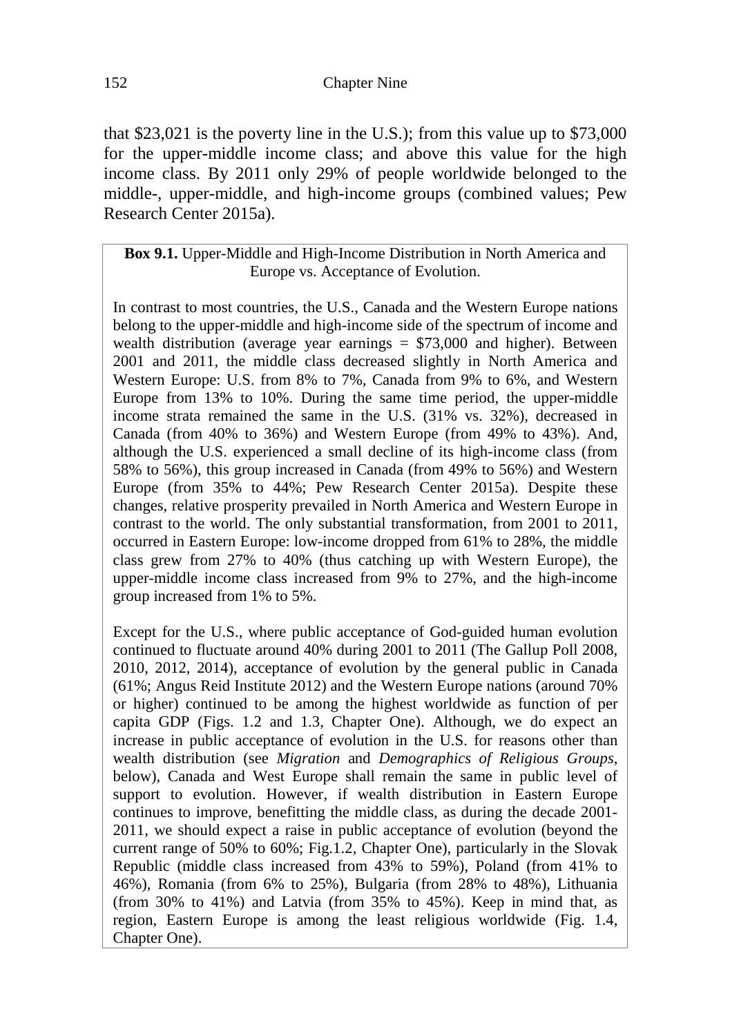that $23,021 is the poverty line in the U.S.); from this value up to $73,000 for the upper-middle income class; and above this value for the high income class. By 2011 only 29% of people worldwide belonged to the middle-, upper-middle, and high-income groups (combined values; Pew Research Center 2015a).

> **Box 9.1.** Upper-Middle and High-Income Distribution in North America and Europe vs. Acceptance of Evolution.
>
> In contrast to most countries, the U.S., Canada and the Western Europe nations belong to the upper-middle and high-income side of the spectrum of income and wealth distribution (average year earnings = $73,000 and higher). Between 2001 and 2011, the middle class decreased slightly in North America and Western Europe: U.S. from 8% to 7%, Canada from 9% to 6%, and Western Europe from 13% to 10%. During the same time period, the upper-middle income strata remained the same in the U.S. (31% vs. 32%), decreased in Canada (from 40% to 36%) and Western Europe (from 49% to 43%). And, although the U.S. experienced a small decline of its high-income class (from 58% to 56%), this group increased in Canada (from 49% to 56%) and Western Europe (from 35% to 44%; Pew Research Center 2015a). Despite these changes, relative prosperity prevailed in North America and Western Europe in contrast to the world. The only substantial transformation, from 2001 to 2011, occurred in Eastern Europe: low-income dropped from 61% to 28%, the middle class grew from 27% to 40% (thus catching up with Western Europe), the upper-middle income class increased from 9% to 27%, and the high-income group increased from 1% to 5%.
>
> Except for the U.S., where public acceptance of God-guided human evolution continued to fluctuate around 40% during 2001 to 2011 (The Gallup Poll 2008, 2010, 2012, 2014), acceptance of evolution by the general public in Canada (61%; Angus Reid Institute 2012) and the Western Europe nations (around 70% or higher) continued to be among the highest worldwide as function of per capita GDP (Figs. 1.2 and 1.3, Chapter One). Although, we do expect an increase in public acceptance of evolution in the U.S. for reasons other than wealth distribution (see *Migration* and *Demographics of Religious Groups*, below), Canada and West Europe shall remain the same in public level of support to evolution. However, if wealth distribution in Eastern Europe continues to improve, benefitting the middle class, as during the decade 2001-2011, we should expect a raise in public acceptance of evolution (beyond the current range of 50% to 60%; Fig.1.2, Chapter One), particularly in the Slovak Republic (middle class increased from 43% to 59%), Poland (from 41% to 46%), Romania (from 6% to 25%), Bulgaria (from 28% to 48%), Lithuania (from 30% to 41%) and Latvia (from 35% to 45%). Keep in mind that, as region, Eastern Europe is among the least religious worldwide (Fig. 1.4, Chapter One).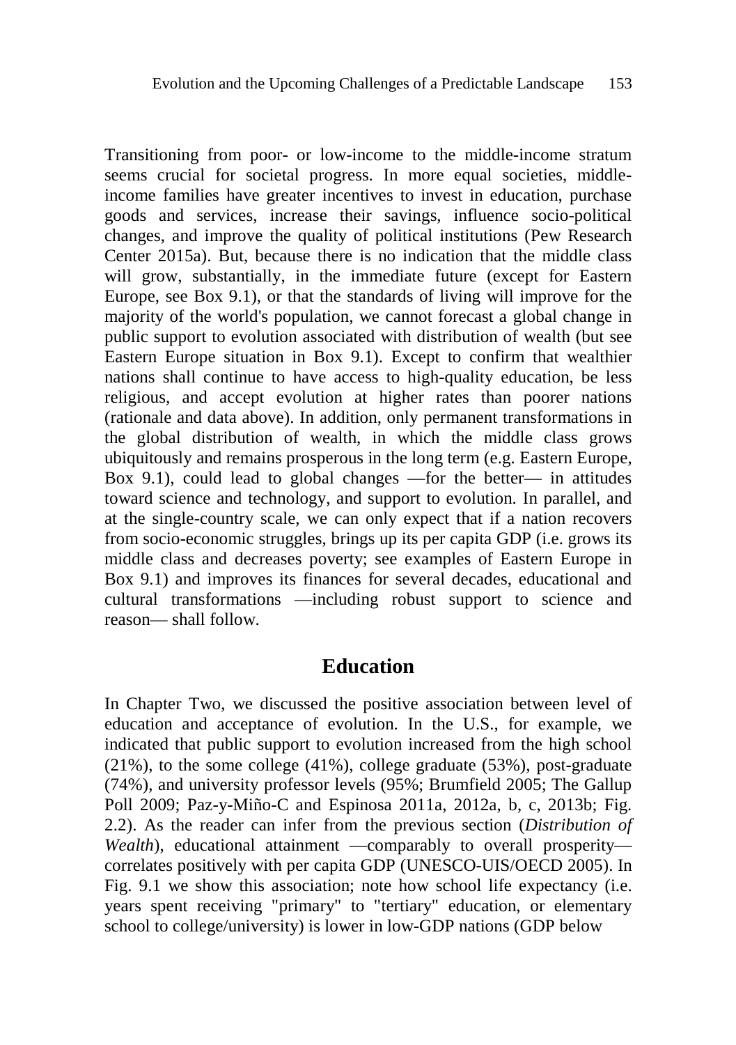Transitioning from poor- or low-income to the middle-income stratum seems crucial for societal progress. In more equal societies, middle-income families have greater incentives to invest in education, purchase goods and services, increase their savings, influence socio-political changes, and improve the quality of political institutions (Pew Research Center 2015a). But, because there is no indication that the middle class will grow, substantially, in the immediate future (except for Eastern Europe, see Box 9.1), or that the standards of living will improve for the majority of the world's population, we cannot forecast a global change in public support to evolution associated with distribution of wealth (but see Eastern Europe situation in Box 9.1). Except to confirm that wealthier nations shall continue to have access to high-quality education, be less religious, and accept evolution at higher rates than poorer nations (rationale and data above). In addition, only permanent transformations in the global distribution of wealth, in which the middle class grows ubiquitously and remains prosperous in the long term (e.g. Eastern Europe, Box 9.1), could lead to global changes —for the better— in attitudes toward science and technology, and support to evolution. In parallel, and at the single-country scale, we can only expect that if a nation recovers from socio-economic struggles, brings up its per capita GDP (i.e. grows its middle class and decreases poverty; see examples of Eastern Europe in Box 9.1) and improves its finances for several decades, educational and cultural transformations —including robust support to science and reason— shall follow.

## Education

In Chapter Two, we discussed the positive association between level of education and acceptance of evolution. In the U.S., for example, we indicated that public support to evolution increased from the high school (21%), to the some college (41%), college graduate (53%), post-graduate (74%), and university professor levels (95%; Brumfield 2005; The Gallup Poll 2009; Paz-y-Miño-C and Espinosa 2011a, 2012a, b, c, 2013b; Fig. 2.2). As the reader can infer from the previous section (*Distribution of Wealth*), educational attainment —comparably to overall prosperity— correlates positively with per capita GDP (UNESCO-UIS/OECD 2005). In Fig. 9.1 we show this association; note how school life expectancy (i.e. years spent receiving "primary" to "tertiary" education, or elementary school to college/university) is lower in low-GDP nations (GDP below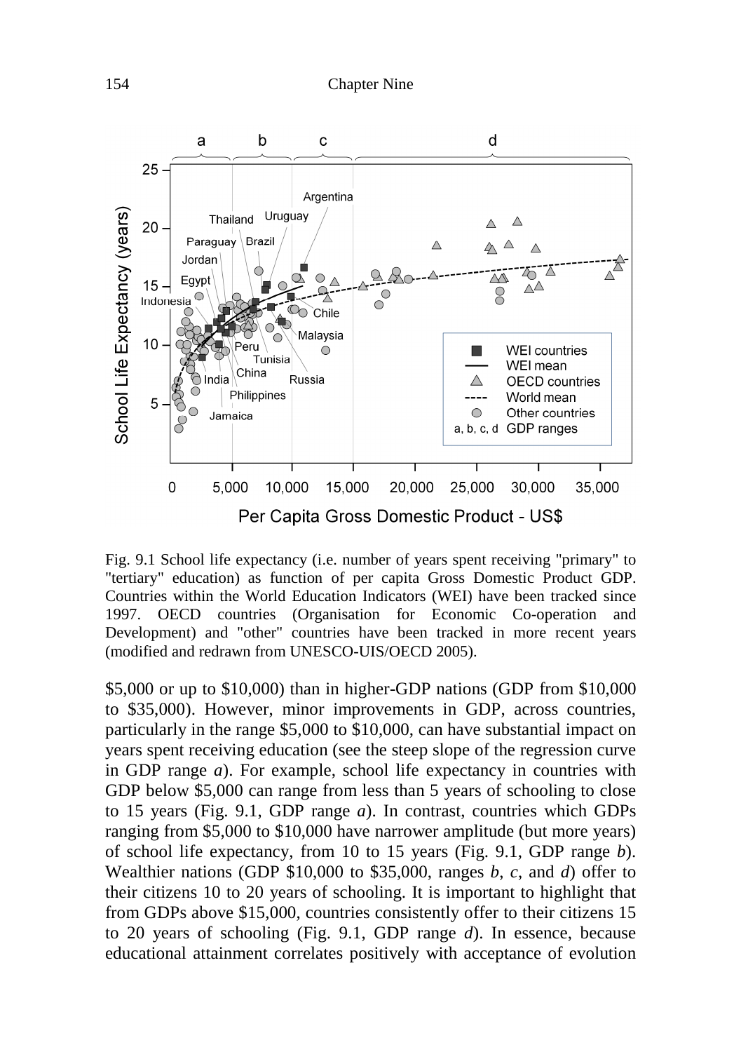Fig. 9.1 School life expectancy (i.e. number of years spent receiving "primary" to "tertiary" education) as function of per capita Gross Domestic Product GDP. Countries within the World Education Indicators (WEI) have been tracked since 1997. OECD countries (Organisation for Economic Co-operation and Development) and "other" countries have been tracked in more recent years (modified and redrawn from UNESCO-UIS/OECD 2005).

$5,000 or up to $10,000) than in higher-GDP nations (GDP from $10,000 to $35,000). However, minor improvements in GDP, across countries, particularly in the range $5,000 to $10,000, can have substantial impact on years spent receiving education (see the steep slope of the regression curve in GDP range *a*). For example, school life expectancy in countries with GDP below $5,000 can range from less than 5 years of schooling to close to 15 years (Fig. 9.1, GDP range *a*). In contrast, countries which GDPs ranging from $5,000 to $10,000 have narrower amplitude (but more years) of school life expectancy, from 10 to 15 years (Fig. 9.1, GDP range *b*). Wealthier nations (GDP $10,000 to $35,000, ranges *b*, *c*, and *d*) offer to their citizens 10 to 20 years of schooling. It is important to highlight that from GDPs above $15,000, countries consistently offer to their citizens 15 to 20 years of schooling (Fig. 9.1, GDP range *d*). In essence, because educational attainment correlates positively with acceptance of evolution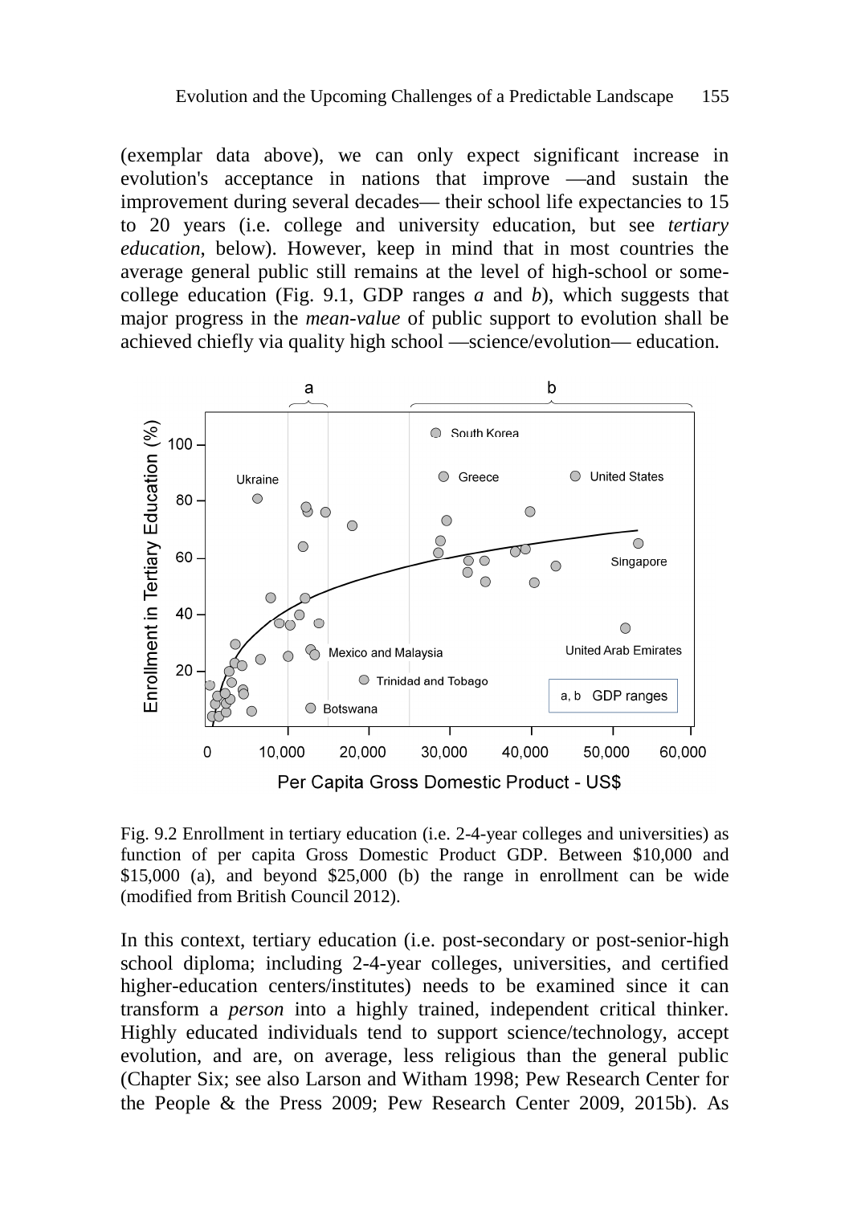(exemplar data above), we can only expect significant increase in evolution's acceptance in nations that improve —and sustain the improvement during several decades— their school life expectancies to 15 to 20 years (i.e. college and university education, but see *tertiary education*, below). However, keep in mind that in most countries the average general public still remains at the level of high-school or some-college education (Fig. 9.1, GDP ranges *a* and *b*), which suggests that major progress in the *mean-value* of public support to evolution shall be achieved chiefly via quality high school —science/evolution— education.

Fig. 9.2 Enrollment in tertiary education (i.e. 2-4-year colleges and universities) as function of per capita Gross Domestic Product GDP. Between \$10,000 and \$15,000 (a), and beyond \$25,000 (b) the range in enrollment can be wide (modified from British Council 2012).

In this context, tertiary education (i.e. post-secondary or post-senior-high school diploma; including 2-4-year colleges, universities, and certified higher-education centers/institutes) needs to be examined since it can transform a *person* into a highly trained, independent critical thinker. Highly educated individuals tend to support science/technology, accept evolution, and are, on average, less religious than the general public (Chapter Six; see also Larson and Witham 1998; Pew Research Center for the People & the Press 2009; Pew Research Center 2009, 2015b). As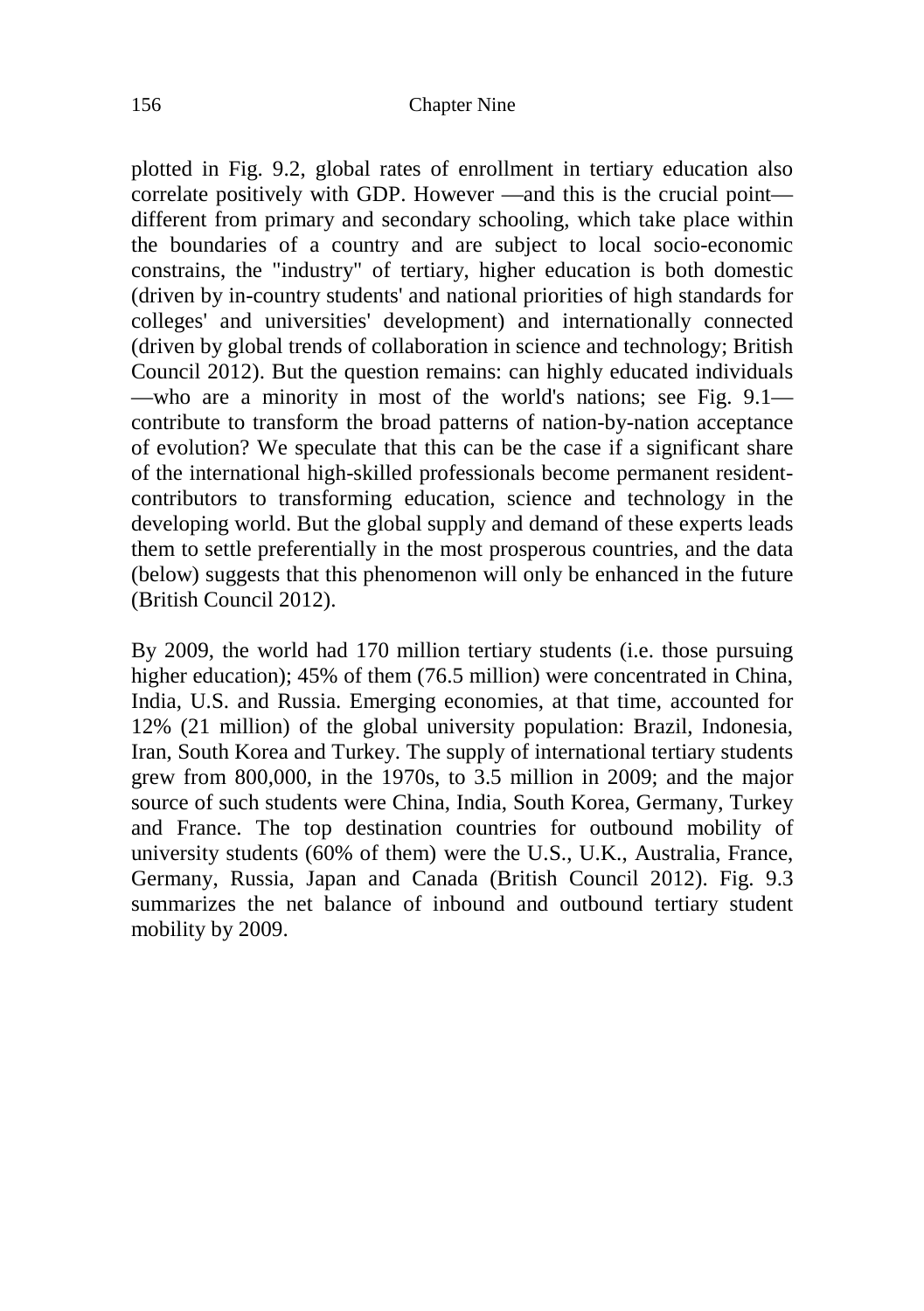plotted in Fig. 9.2, global rates of enrollment in tertiary education also correlate positively with GDP. However —and this is the crucial point— different from primary and secondary schooling, which take place within the boundaries of a country and are subject to local socio-economic constrains, the "industry" of tertiary, higher education is both domestic (driven by in-country students' and national priorities of high standards for colleges' and universities' development) and internationally connected (driven by global trends of collaboration in science and technology; British Council 2012). But the question remains: can highly educated individuals —who are a minority in most of the world's nations; see Fig. 9.1— contribute to transform the broad patterns of nation-by-nation acceptance of evolution? We speculate that this can be the case if a significant share of the international high-skilled professionals become permanent resident-contributors to transforming education, science and technology in the developing world. But the global supply and demand of these experts leads them to settle preferentially in the most prosperous countries, and the data (below) suggests that this phenomenon will only be enhanced in the future (British Council 2012).

By 2009, the world had 170 million tertiary students (i.e. those pursuing higher education); 45% of them (76.5 million) were concentrated in China, India, U.S. and Russia. Emerging economies, at that time, accounted for 12% (21 million) of the global university population: Brazil, Indonesia, Iran, South Korea and Turkey. The supply of international tertiary students grew from 800,000, in the 1970s, to 3.5 million in 2009; and the major source of such students were China, India, South Korea, Germany, Turkey and France. The top destination countries for outbound mobility of university students (60% of them) were the U.S., U.K., Australia, France, Germany, Russia, Japan and Canada (British Council 2012). Fig. 9.3 summarizes the net balance of inbound and outbound tertiary student mobility by 2009.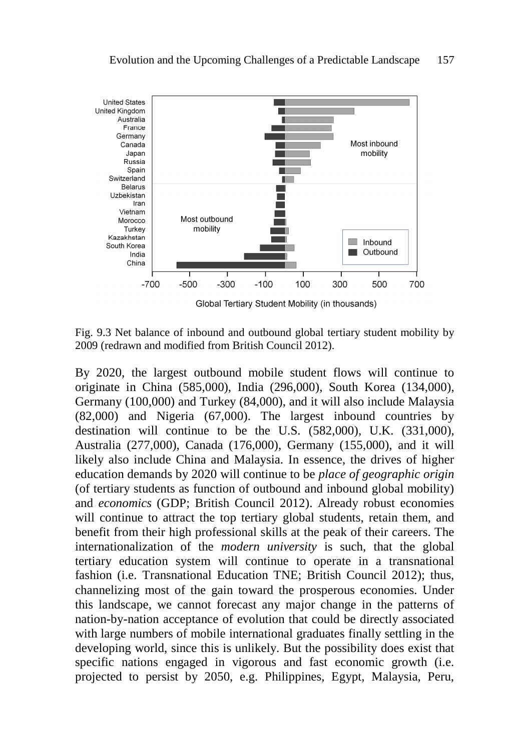Fig. 9.3 Net balance of inbound and outbound global tertiary student mobility by 2009 (redrawn and modified from British Council 2012).

By 2020, the largest outbound mobile student flows will continue to originate in China (585,000), India (296,000), South Korea (134,000), Germany (100,000) and Turkey (84,000), and it will also include Malaysia (82,000) and Nigeria (67,000). The largest inbound countries by destination will continue to be the U.S. (582,000), U.K. (331,000), Australia (277,000), Canada (176,000), Germany (155,000), and it will likely also include China and Malaysia. In essence, the drives of higher education demands by 2020 will continue to be *place of geographic origin* (of tertiary students as function of outbound and inbound global mobility) and *economics* (GDP; British Council 2012). Already robust economies will continue to attract the top tertiary global students, retain them, and benefit from their high professional skills at the peak of their careers. The internationalization of the *modern university* is such, that the global tertiary education system will continue to operate in a transnational fashion (i.e. Transnational Education TNE; British Council 2012); thus, channelizing most of the gain toward the prosperous economies. Under this landscape, we cannot forecast any major change in the patterns of nation-by-nation acceptance of evolution that could be directly associated with large numbers of mobile international graduates finally settling in the developing world, since this is unlikely. But the possibility does exist that specific nations engaged in vigorous and fast economic growth (i.e. projected to persist by 2050, e.g. Philippines, Egypt, Malaysia, Peru,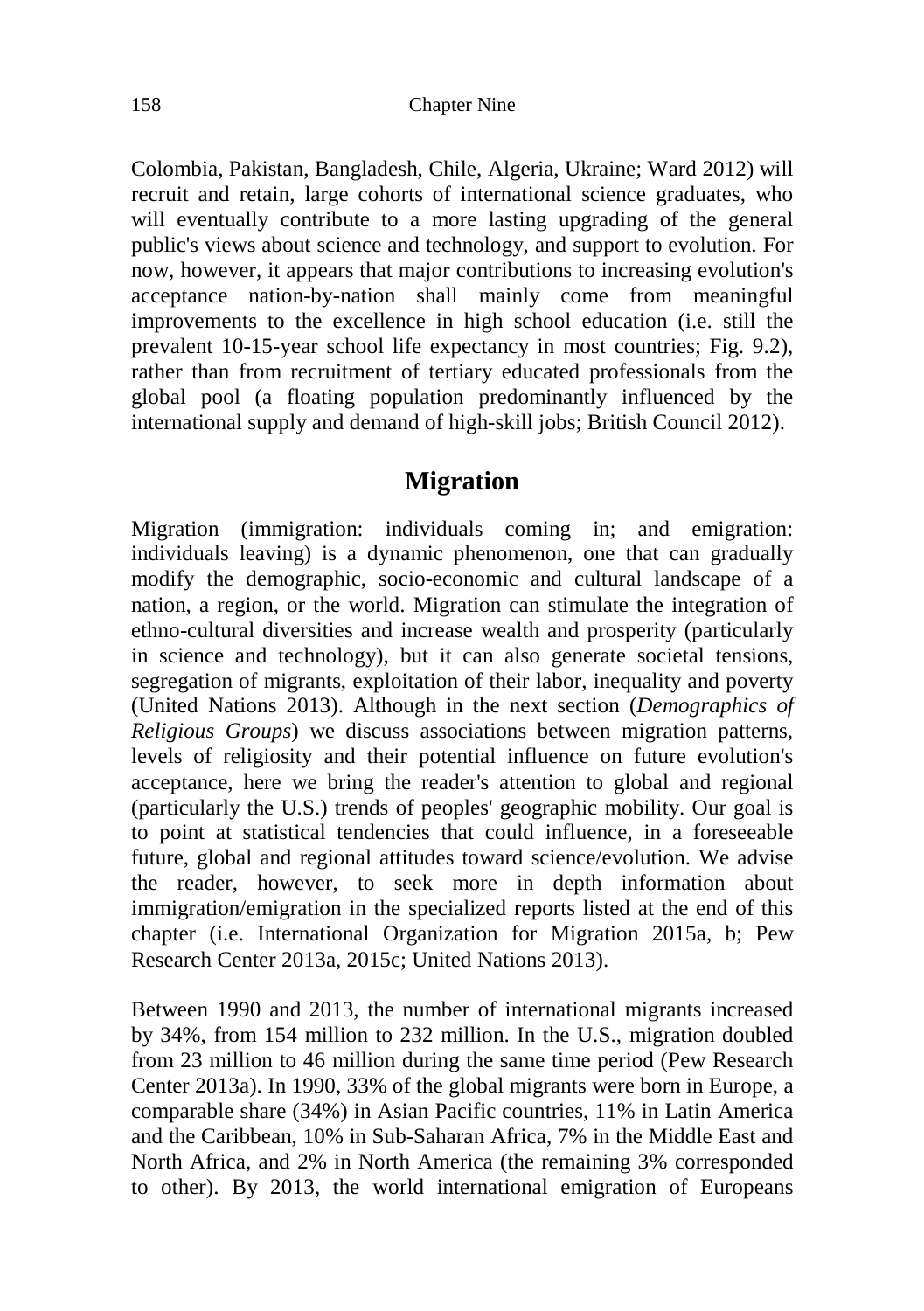Colombia, Pakistan, Bangladesh, Chile, Algeria, Ukraine; Ward 2012) will recruit and retain, large cohorts of international science graduates, who will eventually contribute to a more lasting upgrading of the general public's views about science and technology, and support to evolution. For now, however, it appears that major contributions to increasing evolution's acceptance nation-by-nation shall mainly come from meaningful improvements to the excellence in high school education (i.e. still the prevalent 10-15-year school life expectancy in most countries; Fig. 9.2), rather than from recruitment of tertiary educated professionals from the global pool (a floating population predominantly influenced by the international supply and demand of high-skill jobs; British Council 2012).

## Migration

Migration (immigration: individuals coming in; and emigration: individuals leaving) is a dynamic phenomenon, one that can gradually modify the demographic, socio-economic and cultural landscape of a nation, a region, or the world. Migration can stimulate the integration of ethno-cultural diversities and increase wealth and prosperity (particularly in science and technology), but it can also generate societal tensions, segregation of migrants, exploitation of their labor, inequality and poverty (United Nations 2013). Although in the next section (*Demographics of Religious Groups*) we discuss associations between migration patterns, levels of religiosity and their potential influence on future evolution's acceptance, here we bring the reader's attention to global and regional (particularly the U.S.) trends of peoples' geographic mobility. Our goal is to point at statistical tendencies that could influence, in a foreseeable future, global and regional attitudes toward science/evolution. We advise the reader, however, to seek more in depth information about immigration/emigration in the specialized reports listed at the end of this chapter (i.e. International Organization for Migration 2015a, b; Pew Research Center 2013a, 2015c; United Nations 2013).

Between 1990 and 2013, the number of international migrants increased by 34%, from 154 million to 232 million. In the U.S., migration doubled from 23 million to 46 million during the same time period (Pew Research Center 2013a). In 1990, 33% of the global migrants were born in Europe, a comparable share (34%) in Asian Pacific countries, 11% in Latin America and the Caribbean, 10% in Sub-Saharan Africa, 7% in the Middle East and North Africa, and 2% in North America (the remaining 3% corresponded to other). By 2013, the world international emigration of Europeans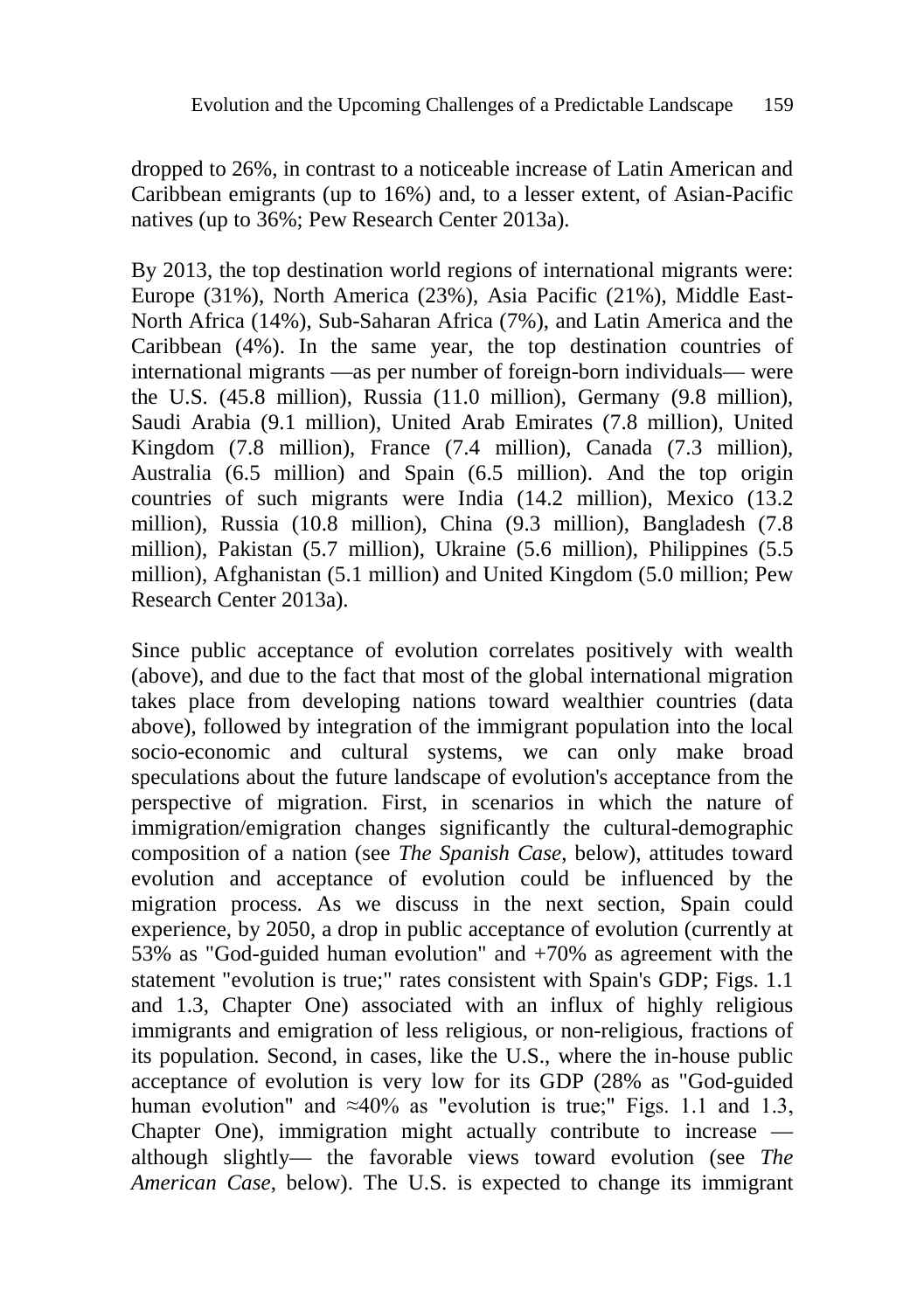dropped to 26%, in contrast to a noticeable increase of Latin American and Caribbean emigrants (up to 16%) and, to a lesser extent, of Asian-Pacific natives (up to 36%; Pew Research Center 2013a).

By 2013, the top destination world regions of international migrants were: Europe (31%), North America (23%), Asia Pacific (21%), Middle East-North Africa (14%), Sub-Saharan Africa (7%), and Latin America and the Caribbean (4%). In the same year, the top destination countries of international migrants —as per number of foreign-born individuals— were the U.S. (45.8 million), Russia (11.0 million), Germany (9.8 million), Saudi Arabia (9.1 million), United Arab Emirates (7.8 million), United Kingdom (7.8 million), France (7.4 million), Canada (7.3 million), Australia (6.5 million) and Spain (6.5 million). And the top origin countries of such migrants were India (14.2 million), Mexico (13.2 million), Russia (10.8 million), China (9.3 million), Bangladesh (7.8 million), Pakistan (5.7 million), Ukraine (5.6 million), Philippines (5.5 million), Afghanistan (5.1 million) and United Kingdom (5.0 million; Pew Research Center 2013a).

Since public acceptance of evolution correlates positively with wealth (above), and due to the fact that most of the global international migration takes place from developing nations toward wealthier countries (data above), followed by integration of the immigrant population into the local socio-economic and cultural systems, we can only make broad speculations about the future landscape of evolution's acceptance from the perspective of migration. First, in scenarios in which the nature of immigration/emigration changes significantly the cultural-demographic composition of a nation (see *The Spanish Case*, below), attitudes toward evolution and acceptance of evolution could be influenced by the migration process. As we discuss in the next section, Spain could experience, by 2050, a drop in public acceptance of evolution (currently at 53% as "God-guided human evolution" and +70% as agreement with the statement "evolution is true;" rates consistent with Spain's GDP; Figs. 1.1 and 1.3, Chapter One) associated with an influx of highly religious immigrants and emigration of less religious, or non-religious, fractions of its population. Second, in cases, like the U.S., where the in-house public acceptance of evolution is very low for its GDP (28% as "God-guided human evolution" and ≈40% as "evolution is true;" Figs. 1.1 and 1.3, Chapter One), immigration might actually contribute to increase —although slightly— the favorable views toward evolution (see *The American Case*, below). The U.S. is expected to change its immigrant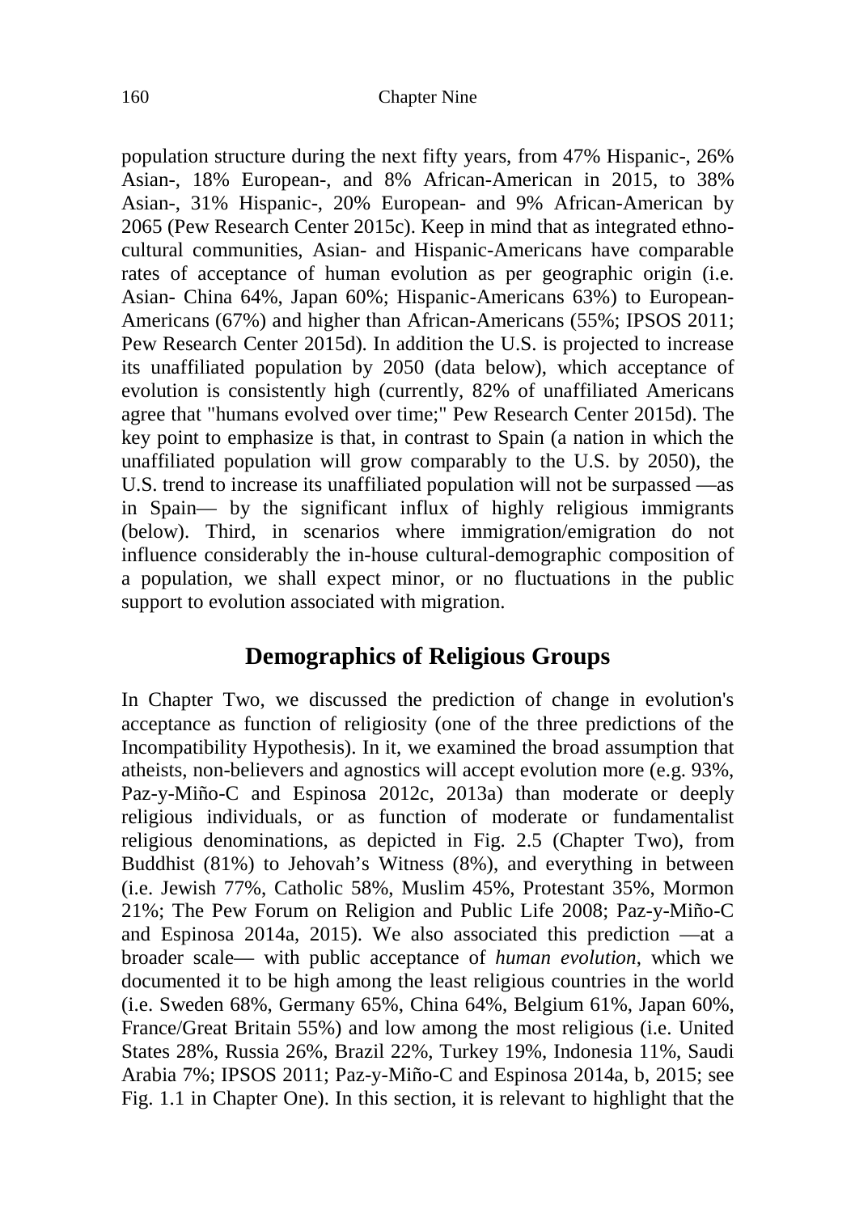population structure during the next fifty years, from 47% Hispanic-, 26% Asian-, 18% European-, and 8% African-American in 2015, to 38% Asian-, 31% Hispanic-, 20% European- and 9% African-American by 2065 (Pew Research Center 2015c). Keep in mind that as integrated ethno-cultural communities, Asian- and Hispanic-Americans have comparable rates of acceptance of human evolution as per geographic origin (i.e. Asian- China 64%, Japan 60%; Hispanic-Americans 63%) to European-Americans (67%) and higher than African-Americans (55%; IPSOS 2011; Pew Research Center 2015d). In addition the U.S. is projected to increase its unaffiliated population by 2050 (data below), which acceptance of evolution is consistently high (currently, 82% of unaffiliated Americans agree that "humans evolved over time;" Pew Research Center 2015d). The key point to emphasize is that, in contrast to Spain (a nation in which the unaffiliated population will grow comparably to the U.S. by 2050), the U.S. trend to increase its unaffiliated population will not be surpassed —as in Spain— by the significant influx of highly religious immigrants (below). Third, in scenarios where immigration/emigration do not influence considerably the in-house cultural-demographic composition of a population, we shall expect minor, or no fluctuations in the public support to evolution associated with migration.

## Demographics of Religious Groups

In Chapter Two, we discussed the prediction of change in evolution's acceptance as function of religiosity (one of the three predictions of the Incompatibility Hypothesis). In it, we examined the broad assumption that atheists, non-believers and agnostics will accept evolution more (e.g. 93%, Paz-y-Miño-C and Espinosa 2012c, 2013a) than moderate or deeply religious individuals, or as function of moderate or fundamentalist religious denominations, as depicted in Fig. 2.5 (Chapter Two), from Buddhist (81%) to Jehovah's Witness (8%), and everything in between (i.e. Jewish 77%, Catholic 58%, Muslim 45%, Protestant 35%, Mormon 21%; The Pew Forum on Religion and Public Life 2008; Paz-y-Miño-C and Espinosa 2014a, 2015). We also associated this prediction —at a broader scale— with public acceptance of *human evolution*, which we documented it to be high among the least religious countries in the world (i.e. Sweden 68%, Germany 65%, China 64%, Belgium 61%, Japan 60%, France/Great Britain 55%) and low among the most religious (i.e. United States 28%, Russia 26%, Brazil 22%, Turkey 19%, Indonesia 11%, Saudi Arabia 7%; IPSOS 2011; Paz-y-Miño-C and Espinosa 2014a, b, 2015; see Fig. 1.1 in Chapter One). In this section, it is relevant to highlight that the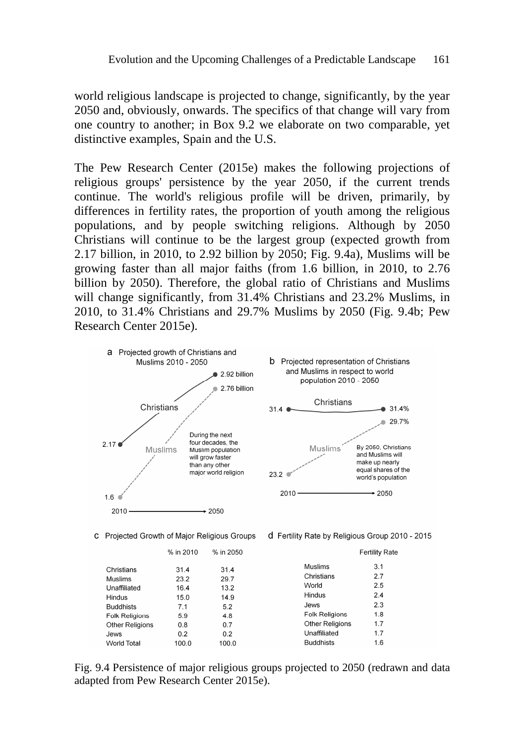world religious landscape is projected to change, significantly, by the year 2050 and, obviously, onwards. The specifics of that change will vary from one country to another; in Box 9.2 we elaborate on two comparable, yet distinctive examples, Spain and the U.S.

The Pew Research Center (2015e) makes the following projections of religious groups' persistence by the year 2050, if the current trends continue. The world's religious profile will be driven, primarily, by differences in fertility rates, the proportion of youth among the religious populations, and by people switching religions. Although by 2050 Christians will continue to be the largest group (expected growth from 2.17 billion, in 2010, to 2.92 billion by 2050; Fig. 9.4a), Muslims will be growing faster than all major faiths (from 1.6 billion, in 2010, to 2.76 billion by 2050). Therefore, the global ratio of Christians and Muslims will change significantly, from 31.4% Christians and 23.2% Muslims, in 2010, to 31.4% Christians and 29.7% Muslims by 2050 (Fig. 9.4b; Pew Research Center 2015e).

a Projected growth of Christians and Muslims 2010 - 2050

- Christians: 2.17 (2010) → 2.92 billion (2050)
- Muslims: 1.6 (2010) → 2.76 billion (2050)

During the next four decades, the Muslim population will grow faster than any other major world religion

b Projected representation of Christians and Muslims in respect to world population 2010 - 2050

- Christians: 31.4 (2010) → 31.4% (2050)
- Muslims: 23.2 (2010) → 29.7% (2050)

By 2050, Christians and Muslims will make up nearly equal shares of the world's population

c Projected Growth of Major Religious Groups

| | % in 2010 | % in 2050 |
|---|---|---|
| Christians | 31.4 | 31.4 |
| Muslims | 23.2 | 29.7 |
| Unaffiliated | 16.4 | 13.2 |
| Hindus | 15.0 | 14.9 |
| Buddhists | 7.1 | 5.2 |
| Folk Religions | 5.9 | 4.8 |
| Other Religions | 0.8 | 0.7 |
| Jews | 0.2 | 0.2 |
| World Total | 100.0 | 100.0 |

d Fertility Rate by Religious Group 2010 - 2015

| | Fertility Rate |
|---|---|
| Muslims | 3.1 |
| Christians | 2.7 |
| World | 2.5 |
| Hindus | 2.4 |
| Jews | 2.3 |
| Folk Religions | 1.8 |
| Other Religions | 1.7 |
| Unaffiliated | 1.7 |
| Buddhists | 1.6 |

Fig. 9.4 Persistence of major religious groups projected to 2050 (redrawn and data adapted from Pew Research Center 2015e).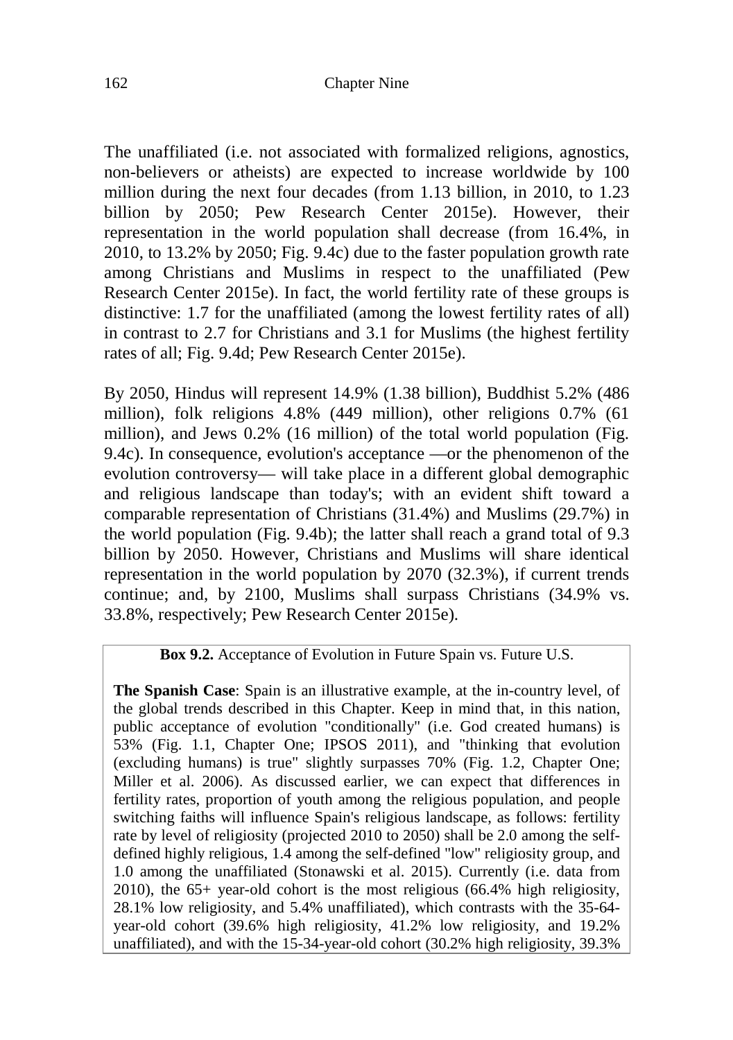The unaffiliated (i.e. not associated with formalized religions, agnostics, non-believers or atheists) are expected to increase worldwide by 100 million during the next four decades (from 1.13 billion, in 2010, to 1.23 billion by 2050; Pew Research Center 2015e). However, their representation in the world population shall decrease (from 16.4%, in 2010, to 13.2% by 2050; Fig. 9.4c) due to the faster population growth rate among Christians and Muslims in respect to the unaffiliated (Pew Research Center 2015e). In fact, the world fertility rate of these groups is distinctive: 1.7 for the unaffiliated (among the lowest fertility rates of all) in contrast to 2.7 for Christians and 3.1 for Muslims (the highest fertility rates of all; Fig. 9.4d; Pew Research Center 2015e).

By 2050, Hindus will represent 14.9% (1.38 billion), Buddhist 5.2% (486 million), folk religions 4.8% (449 million), other religions 0.7% (61 million), and Jews 0.2% (16 million) of the total world population (Fig. 9.4c). In consequence, evolution's acceptance —or the phenomenon of the evolution controversy— will take place in a different global demographic and religious landscape than today's; with an evident shift toward a comparable representation of Christians (31.4%) and Muslims (29.7%) in the world population (Fig. 9.4b); the latter shall reach a grand total of 9.3 billion by 2050. However, Christians and Muslims will share identical representation in the world population by 2070 (32.3%), if current trends continue; and, by 2100, Muslims shall surpass Christians (34.9% vs. 33.8%, respectively; Pew Research Center 2015e).

**Box 9.2.** Acceptance of Evolution in Future Spain vs. Future U.S.

**The Spanish Case**: Spain is an illustrative example, at the in-country level, of the global trends described in this Chapter. Keep in mind that, in this nation, public acceptance of evolution "conditionally" (i.e. God created humans) is 53% (Fig. 1.1, Chapter One; IPSOS 2011), and "thinking that evolution (excluding humans) is true" slightly surpasses 70% (Fig. 1.2, Chapter One; Miller et al. 2006). As discussed earlier, we can expect that differences in fertility rates, proportion of youth among the religious population, and people switching faiths will influence Spain's religious landscape, as follows: fertility rate by level of religiosity (projected 2010 to 2050) shall be 2.0 among the self-defined highly religious, 1.4 among the self-defined "low" religiosity group, and 1.0 among the unaffiliated (Stonawski et al. 2015). Currently (i.e. data from 2010), the 65+ year-old cohort is the most religious (66.4% high religiosity, 28.1% low religiosity, and 5.4% unaffiliated), which contrasts with the 35-64-year-old cohort (39.6% high religiosity, 41.2% low religiosity, and 19.2% unaffiliated), and with the 15-34-year-old cohort (30.2% high religiosity, 39.3%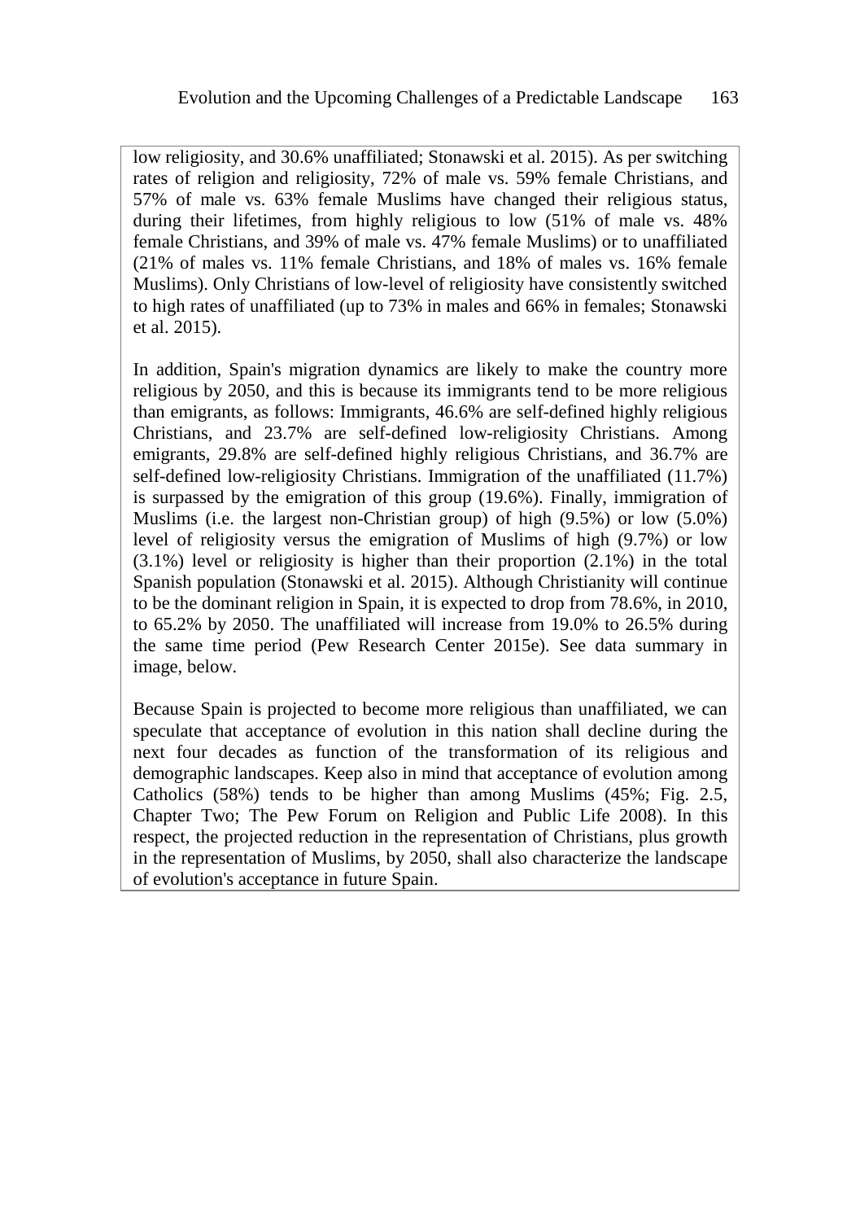low religiosity, and 30.6% unaffiliated; Stonawski et al. 2015). As per switching rates of religion and religiosity, 72% of male vs. 59% female Christians, and 57% of male vs. 63% female Muslims have changed their religious status, during their lifetimes, from highly religious to low (51% of male vs. 48% female Christians, and 39% of male vs. 47% female Muslims) or to unaffiliated (21% of males vs. 11% female Christians, and 18% of males vs. 16% female Muslims). Only Christians of low-level of religiosity have consistently switched to high rates of unaffiliated (up to 73% in males and 66% in females; Stonawski et al. 2015).

In addition, Spain's migration dynamics are likely to make the country more religious by 2050, and this is because its immigrants tend to be more religious than emigrants, as follows: Immigrants, 46.6% are self-defined highly religious Christians, and 23.7% are self-defined low-religiosity Christians. Among emigrants, 29.8% are self-defined highly religious Christians, and 36.7% are self-defined low-religiosity Christians. Immigration of the unaffiliated (11.7%) is surpassed by the emigration of this group (19.6%). Finally, immigration of Muslims (i.e. the largest non-Christian group) of high (9.5%) or low (5.0%) level of religiosity versus the emigration of Muslims of high (9.7%) or low (3.1%) level or religiosity is higher than their proportion (2.1%) in the total Spanish population (Stonawski et al. 2015). Although Christianity will continue to be the dominant religion in Spain, it is expected to drop from 78.6%, in 2010, to 65.2% by 2050. The unaffiliated will increase from 19.0% to 26.5% during the same time period (Pew Research Center 2015e). See data summary in image, below.

Because Spain is projected to become more religious than unaffiliated, we can speculate that acceptance of evolution in this nation shall decline during the next four decades as function of the transformation of its religious and demographic landscapes. Keep also in mind that acceptance of evolution among Catholics (58%) tends to be higher than among Muslims (45%; Fig. 2.5, Chapter Two; The Pew Forum on Religion and Public Life 2008). In this respect, the projected reduction in the representation of Christians, plus growth in the representation of Muslims, by 2050, shall also characterize the landscape of evolution's acceptance in future Spain.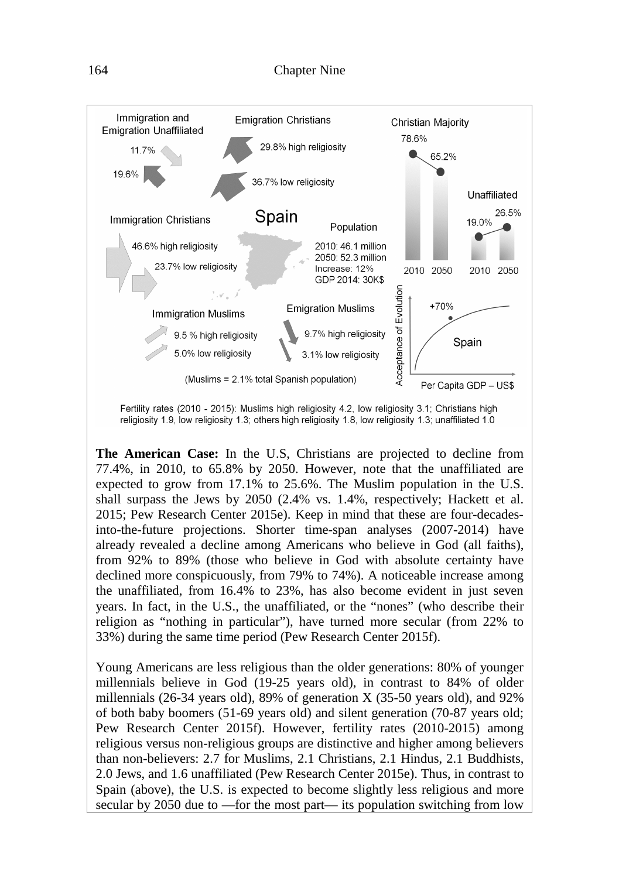Immigration and Emigration Unaffiliated

11.7%

19.6%

Emigration Christians

29.8% high religiosity

36.7% low religiosity

Christian Majority

78.6%

65.2%

Unaffiliated

19.0%

26.5%

2010 2050 2010 2050

Immigration Christians

46.6% high religiosity

23.7% low religiosity

Spain

Population

2010: 46.1 million
2050: 52.3 million
Increase: 12%
GDP 2014: 30K$

Immigration Muslims

9.5 % high religiosity

5.0% low religiosity

Emigration Muslims

9.7% high religiosity

3.1% low religiosity

(Muslims = 2.1% total Spanish population)

Acceptance of Evolution

+70%

Spain

Per Capita GDP – US$

Fertility rates (2010 - 2015): Muslims high religiosity 4.2, low religiosity 3.1; Christians high religiosity 1.9, low religiosity 1.3; others high religiosity 1.8, low religiosity 1.3; unaffiliated 1.0

**The American Case:** In the U.S, Christians are projected to decline from 77.4%, in 2010, to 65.8% by 2050. However, note that the unaffiliated are expected to grow from 17.1% to 25.6%. The Muslim population in the U.S. shall surpass the Jews by 2050 (2.4% vs. 1.4%, respectively; Hackett et al. 2015; Pew Research Center 2015e). Keep in mind that these are four-decades-into-the-future projections. Shorter time-span analyses (2007-2014) have already revealed a decline among Americans who believe in God (all faiths), from 92% to 89% (those who believe in God with absolute certainty have declined more conspicuously, from 79% to 74%). A noticeable increase among the unaffiliated, from 16.4% to 23%, has also become evident in just seven years. In fact, in the U.S., the unaffiliated, or the "nones" (who describe their religion as "nothing in particular"), have turned more secular (from 22% to 33%) during the same time period (Pew Research Center 2015f).

Young Americans are less religious than the older generations: 80% of younger millennials believe in God (19-25 years old), in contrast to 84% of older millennials (26-34 years old), 89% of generation X (35-50 years old), and 92% of both baby boomers (51-69 years old) and silent generation (70-87 years old; Pew Research Center 2015f). However, fertility rates (2010-2015) among religious versus non-religious groups are distinctive and higher among believers than non-believers: 2.7 for Muslims, 2.1 Christians, 2.1 Hindus, 2.1 Buddhists, 2.0 Jews, and 1.6 unaffiliated (Pew Research Center 2015e). Thus, in contrast to Spain (above), the U.S. is expected to become slightly less religious and more secular by 2050 due to —for the most part— its population switching from low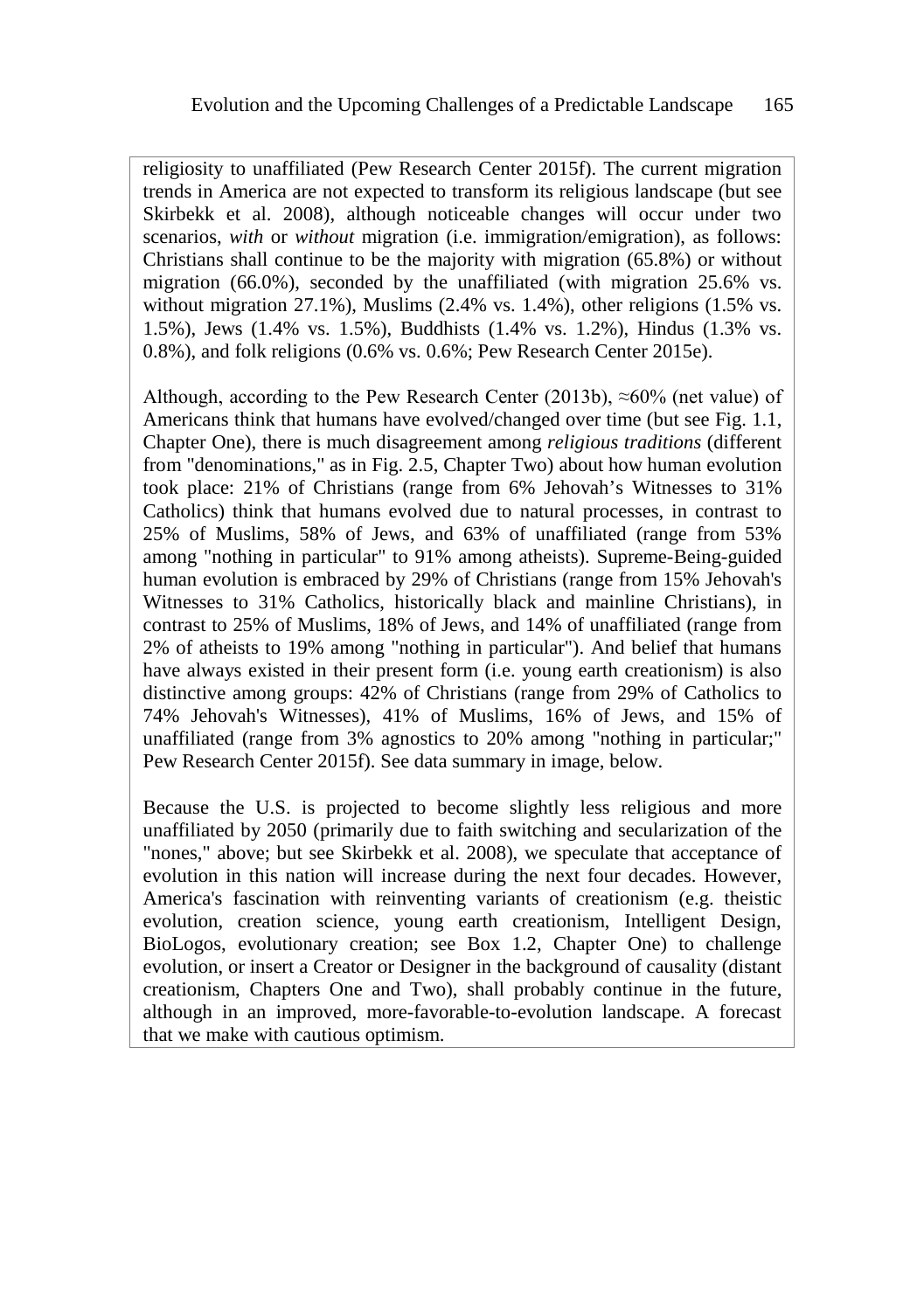religiosity to unaffiliated (Pew Research Center 2015f). The current migration trends in America are not expected to transform its religious landscape (but see Skirbekk et al. 2008), although noticeable changes will occur under two scenarios, *with* or *without* migration (i.e. immigration/emigration), as follows: Christians shall continue to be the majority with migration (65.8%) or without migration (66.0%), seconded by the unaffiliated (with migration 25.6% vs. without migration 27.1%), Muslims (2.4% vs. 1.4%), other religions (1.5% vs. 1.5%), Jews (1.4% vs. 1.5%), Buddhists (1.4% vs. 1.2%), Hindus (1.3% vs. 0.8%), and folk religions (0.6% vs. 0.6%; Pew Research Center 2015e).

Although, according to the Pew Research Center (2013b), ≈60% (net value) of Americans think that humans have evolved/changed over time (but see Fig. 1.1, Chapter One), there is much disagreement among *religious traditions* (different from "denominations," as in Fig. 2.5, Chapter Two) about how human evolution took place: 21% of Christians (range from 6% Jehovah's Witnesses to 31% Catholics) think that humans evolved due to natural processes, in contrast to 25% of Muslims, 58% of Jews, and 63% of unaffiliated (range from 53% among "nothing in particular" to 91% among atheists). Supreme-Being-guided human evolution is embraced by 29% of Christians (range from 15% Jehovah's Witnesses to 31% Catholics, historically black and mainline Christians), in contrast to 25% of Muslims, 18% of Jews, and 14% of unaffiliated (range from 2% of atheists to 19% among "nothing in particular"). And belief that humans have always existed in their present form (i.e. young earth creationism) is also distinctive among groups: 42% of Christians (range from 29% of Catholics to 74% Jehovah's Witnesses), 41% of Muslims, 16% of Jews, and 15% of unaffiliated (range from 3% agnostics to 20% among "nothing in particular;" Pew Research Center 2015f). See data summary in image, below.

Because the U.S. is projected to become slightly less religious and more unaffiliated by 2050 (primarily due to faith switching and secularization of the "nones," above; but see Skirbekk et al. 2008), we speculate that acceptance of evolution in this nation will increase during the next four decades. However, America's fascination with reinventing variants of creationism (e.g. theistic evolution, creation science, young earth creationism, Intelligent Design, BioLogos, evolutionary creation; see Box 1.2, Chapter One) to challenge evolution, or insert a Creator or Designer in the background of causality (distant creationism, Chapters One and Two), shall probably continue in the future, although in an improved, more-favorable-to-evolution landscape. A forecast that we make with cautious optimism.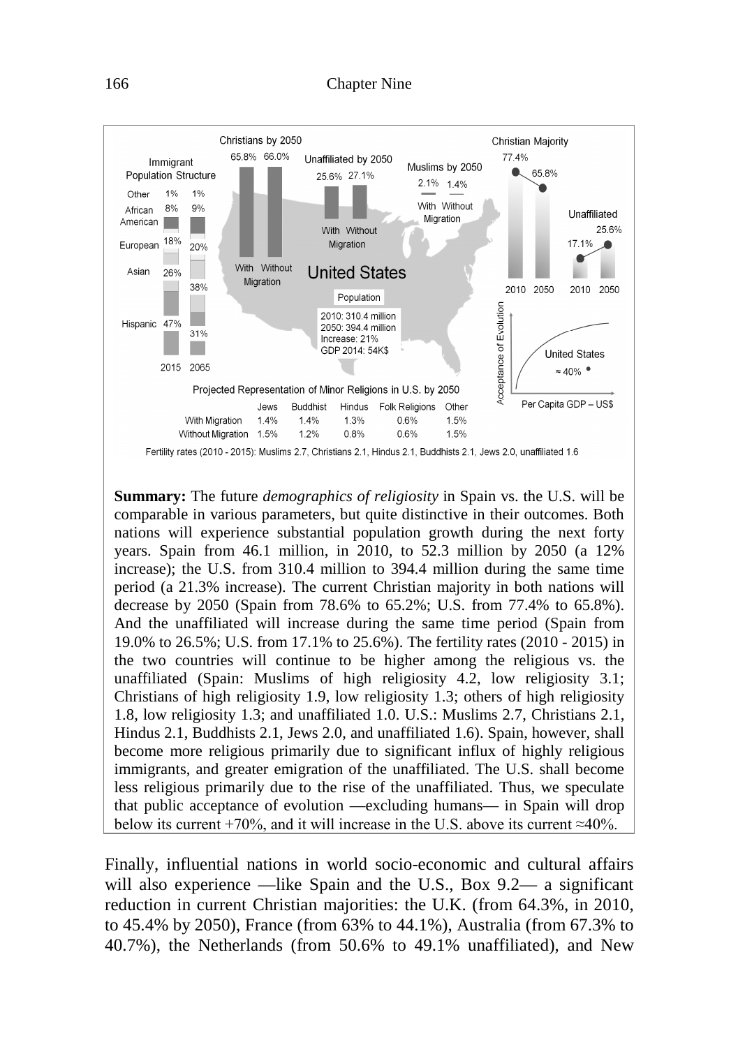Christians by 2050: With Migration 65.8%, Without Migration 66.0%

Unaffiliated by 2050: With Migration 25.6%, Without Migration 27.1%

Muslims by 2050: With Migration 2.1%, Without Migration 1.4%

Immigrant Population Structure

| | 2015 | 2065 |
|---|---|---|
| Other | 1% | 1% |
| African American | 8% | 9% |
| European | 18% | 20% |
| Asian | 26% | 38% |
| Hispanic | 47% | 31% |

United States

Population
2010: 310.4 million
2050: 394.4 million
Increase: 21%
GDP 2014: 54K$

Christian Majority: 2010 77.4%, 2050 65.8%

Unaffiliated: 2010 17.1%, 2050 25.6%

Acceptance of Evolution vs. Per Capita GDP – US$: United States ≈ 40%

Projected Representation of Minor Religions in U.S. by 2050

| | Jews | Buddhist | Hindus | Folk Religions | Other |
|---|---|---|---|---|---|
| With Migration | 1.4% | 1.4% | 1.3% | 0.6% | 1.5% |
| Without Migration | 1.5% | 1.2% | 0.8% | 0.6% | 1.5% |

Fertility rates (2010 - 2015): Muslims 2.7, Christians 2.1, Hindus 2.1, Buddhists 2.1, Jews 2.0, unaffiliated 1.6

**Summary:** The future *demographics of religiosity* in Spain vs. the U.S. will be comparable in various parameters, but quite distinctive in their outcomes. Both nations will experience substantial population growth during the next forty years. Spain from 46.1 million, in 2010, to 52.3 million by 2050 (a 12% increase); the U.S. from 310.4 million to 394.4 million during the same time period (a 21.3% increase). The current Christian majority in both nations will decrease by 2050 (Spain from 78.6% to 65.2%; U.S. from 77.4% to 65.8%). And the unaffiliated will increase during the same time period (Spain from 19.0% to 26.5%; U.S. from 17.1% to 25.6%). The fertility rates (2010 - 2015) in the two countries will continue to be higher among the religious vs. the unaffiliated (Spain: Muslims of high religiosity 4.2, low religiosity 3.1; Christians of high religiosity 1.9, low religiosity 1.3; others of high religiosity 1.8, low religiosity 1.3; and unaffiliated 1.0. U.S.: Muslims 2.7, Christians 2.1, Hindus 2.1, Buddhists 2.1, Jews 2.0, and unaffiliated 1.6). Spain, however, shall become more religious primarily due to significant influx of highly religious immigrants, and greater emigration of the unaffiliated. The U.S. shall become less religious primarily due to the rise of the unaffiliated. Thus, we speculate that public acceptance of evolution —excluding humans— in Spain will drop below its current +70%, and it will increase in the U.S. above its current ≈40%.

Finally, influential nations in world socio-economic and cultural affairs will also experience —like Spain and the U.S., Box 9.2— a significant reduction in current Christian majorities: the U.K. (from 64.3%, in 2010, to 45.4% by 2050), France (from 63% to 44.1%), Australia (from 67.3% to 40.7%), the Netherlands (from 50.6% to 49.1% unaffiliated), and New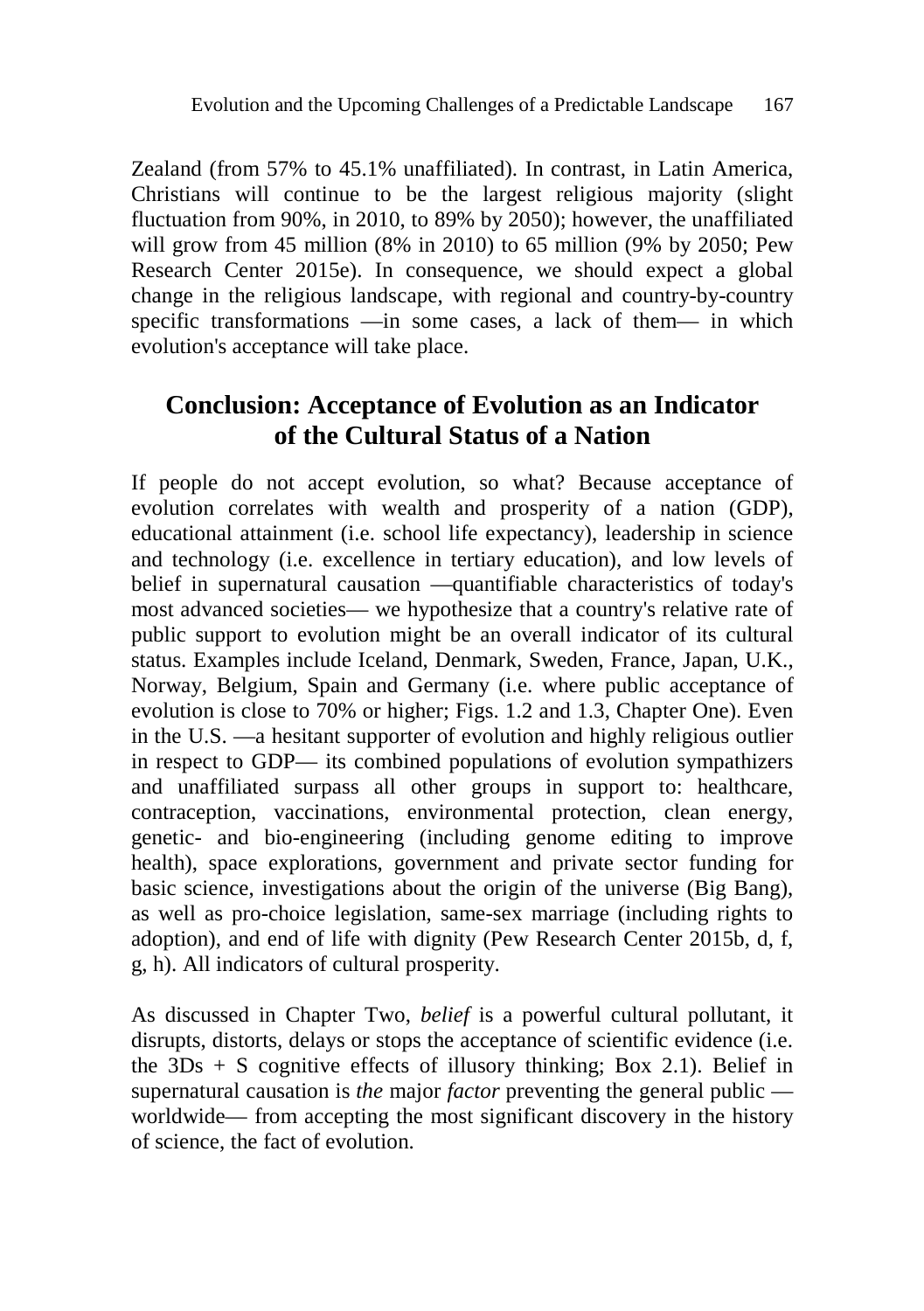Zealand (from 57% to 45.1% unaffiliated). In contrast, in Latin America, Christians will continue to be the largest religious majority (slight fluctuation from 90%, in 2010, to 89% by 2050); however, the unaffiliated will grow from 45 million (8% in 2010) to 65 million (9% by 2050; Pew Research Center 2015e). In consequence, we should expect a global change in the religious landscape, with regional and country-by-country specific transformations —in some cases, a lack of them— in which evolution's acceptance will take place.

## Conclusion: Acceptance of Evolution as an Indicator of the Cultural Status of a Nation

If people do not accept evolution, so what? Because acceptance of evolution correlates with wealth and prosperity of a nation (GDP), educational attainment (i.e. school life expectancy), leadership in science and technology (i.e. excellence in tertiary education), and low levels of belief in supernatural causation —quantifiable characteristics of today's most advanced societies— we hypothesize that a country's relative rate of public support to evolution might be an overall indicator of its cultural status. Examples include Iceland, Denmark, Sweden, France, Japan, U.K., Norway, Belgium, Spain and Germany (i.e. where public acceptance of evolution is close to 70% or higher; Figs. 1.2 and 1.3, Chapter One). Even in the U.S. —a hesitant supporter of evolution and highly religious outlier in respect to GDP— its combined populations of evolution sympathizers and unaffiliated surpass all other groups in support to: healthcare, contraception, vaccinations, environmental protection, clean energy, genetic- and bio-engineering (including genome editing to improve health), space explorations, government and private sector funding for basic science, investigations about the origin of the universe (Big Bang), as well as pro-choice legislation, same-sex marriage (including rights to adoption), and end of life with dignity (Pew Research Center 2015b, d, f, g, h). All indicators of cultural prosperity.

As discussed in Chapter Two, *belief* is a powerful cultural pollutant, it disrupts, distorts, delays or stops the acceptance of scientific evidence (i.e. the 3Ds + S cognitive effects of illusory thinking; Box 2.1). Belief in supernatural causation is *the* major *factor* preventing the general public —worldwide— from accepting the most significant discovery in the history of science, the fact of evolution.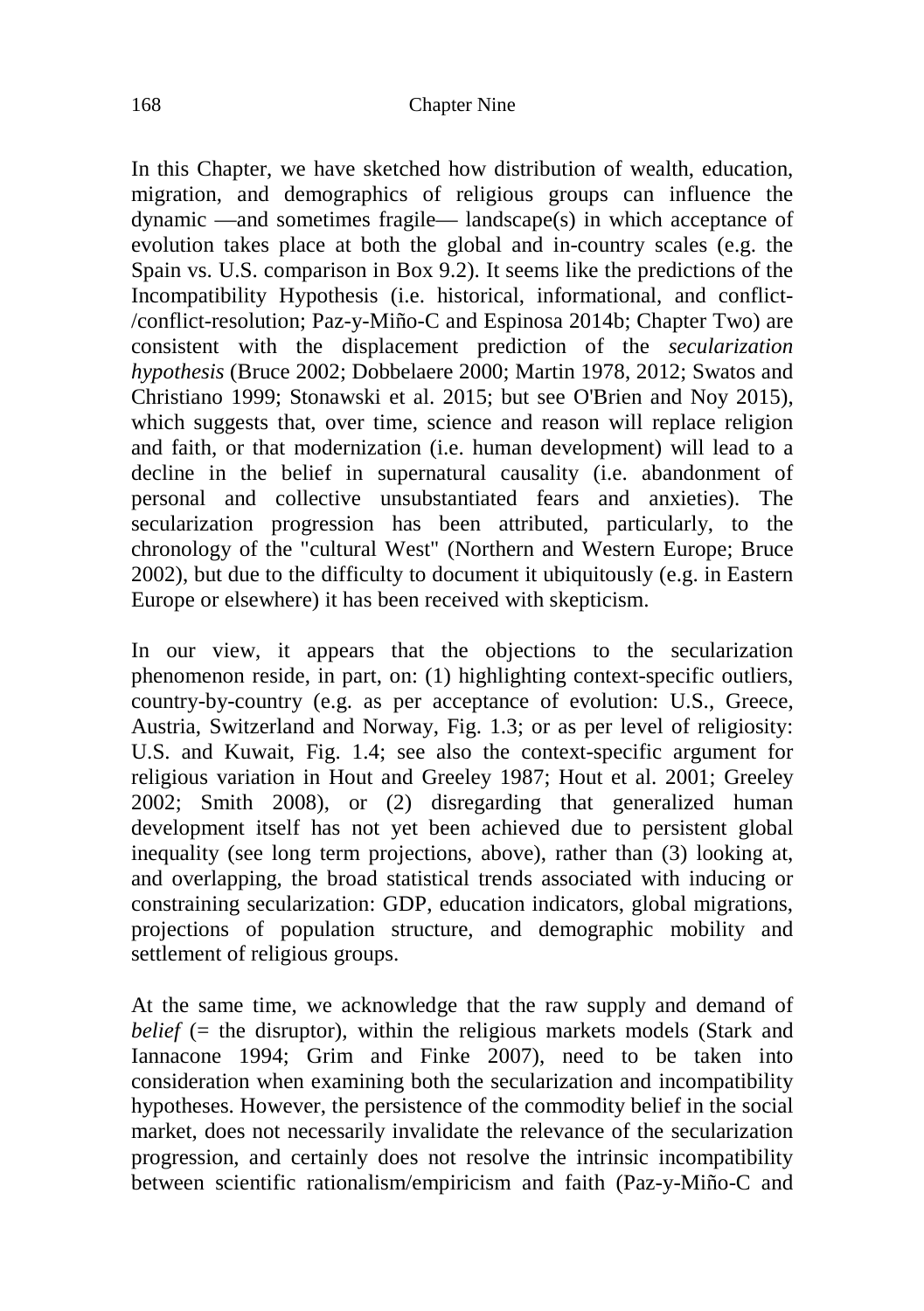In this Chapter, we have sketched how distribution of wealth, education, migration, and demographics of religious groups can influence the dynamic —and sometimes fragile— landscape(s) in which acceptance of evolution takes place at both the global and in-country scales (e.g. the Spain vs. U.S. comparison in Box 9.2). It seems like the predictions of the Incompatibility Hypothesis (i.e. historical, informational, and conflict-/conflict-resolution; Paz-y-Miño-C and Espinosa 2014b; Chapter Two) are consistent with the displacement prediction of the *secularization hypothesis* (Bruce 2002; Dobbelaere 2000; Martin 1978, 2012; Swatos and Christiano 1999; Stonawski et al. 2015; but see O'Brien and Noy 2015), which suggests that, over time, science and reason will replace religion and faith, or that modernization (i.e. human development) will lead to a decline in the belief in supernatural causality (i.e. abandonment of personal and collective unsubstantiated fears and anxieties). The secularization progression has been attributed, particularly, to the chronology of the "cultural West" (Northern and Western Europe; Bruce 2002), but due to the difficulty to document it ubiquitously (e.g. in Eastern Europe or elsewhere) it has been received with skepticism.

In our view, it appears that the objections to the secularization phenomenon reside, in part, on: (1) highlighting context-specific outliers, country-by-country (e.g. as per acceptance of evolution: U.S., Greece, Austria, Switzerland and Norway, Fig. 1.3; or as per level of religiosity: U.S. and Kuwait, Fig. 1.4; see also the context-specific argument for religious variation in Hout and Greeley 1987; Hout et al. 2001; Greeley 2002; Smith 2008), or (2) disregarding that generalized human development itself has not yet been achieved due to persistent global inequality (see long term projections, above), rather than (3) looking at, and overlapping, the broad statistical trends associated with inducing or constraining secularization: GDP, education indicators, global migrations, projections of population structure, and demographic mobility and settlement of religious groups.

At the same time, we acknowledge that the raw supply and demand of *belief* (= the disruptor), within the religious markets models (Stark and Iannacone 1994; Grim and Finke 2007), need to be taken into consideration when examining both the secularization and incompatibility hypotheses. However, the persistence of the commodity belief in the social market, does not necessarily invalidate the relevance of the secularization progression, and certainly does not resolve the intrinsic incompatibility between scientific rationalism/empiricism and faith (Paz-y-Miño-C and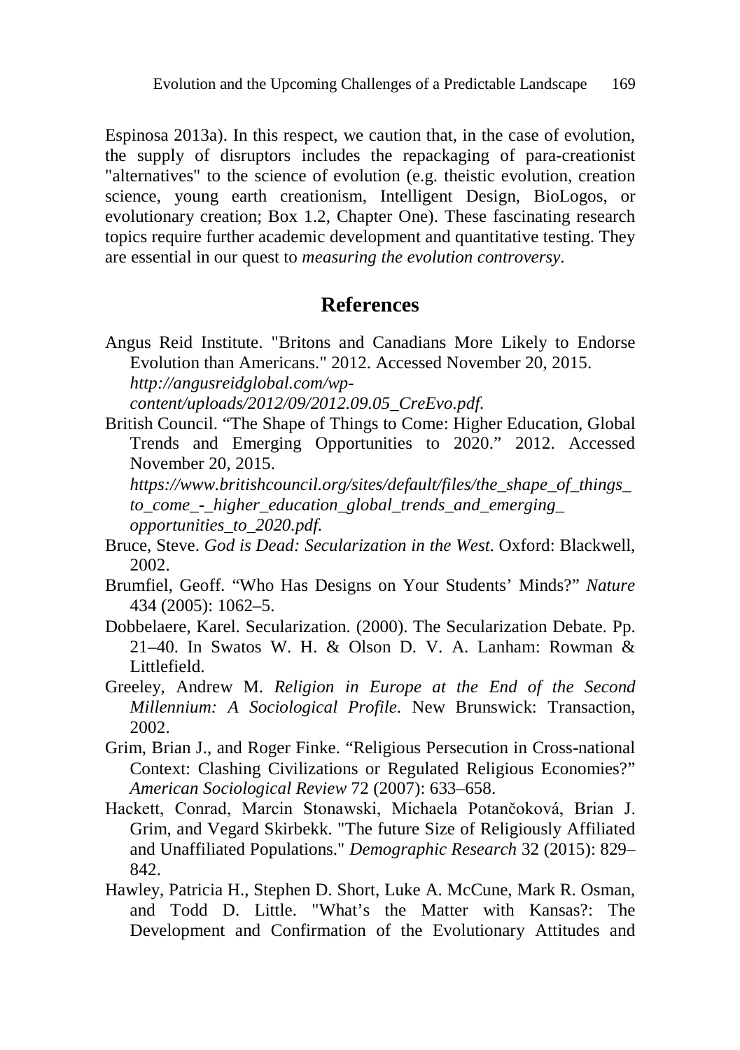Espinosa 2013a). In this respect, we caution that, in the case of evolution, the supply of disruptors includes the repackaging of para-creationist "alternatives" to the science of evolution (e.g. theistic evolution, creation science, young earth creationism, Intelligent Design, BioLogos, or evolutionary creation; Box 1.2, Chapter One). These fascinating research topics require further academic development and quantitative testing. They are essential in our quest to *measuring the evolution controversy*.

## References

Angus Reid Institute. "Britons and Canadians More Likely to Endorse Evolution than Americans." 2012. Accessed November 20, 2015. *http://angusreidglobal.com/wp-content/uploads/2012/09/2012.09.05_CreEvo.pdf.*

British Council. "The Shape of Things to Come: Higher Education, Global Trends and Emerging Opportunities to 2020." 2012. Accessed November 20, 2015. *https://www.britishcouncil.org/sites/default/files/the_shape_of_things_to_come_-_higher_education_global_trends_and_emerging_opportunities_to_2020.pdf.*

Bruce, Steve. *God is Dead: Secularization in the West*. Oxford: Blackwell, 2002.

Brumfiel, Geoff. "Who Has Designs on Your Students' Minds?" *Nature* 434 (2005): 1062–5.

Dobbelaere, Karel. Secularization. (2000). The Secularization Debate. Pp. 21–40. In Swatos W. H. & Olson D. V. A. Lanham: Rowman & Littlefield.

Greeley, Andrew M. *Religion in Europe at the End of the Second Millennium: A Sociological Profile*. New Brunswick: Transaction, 2002.

Grim, Brian J., and Roger Finke. "Religious Persecution in Cross-national Context: Clashing Civilizations or Regulated Religious Economies?" *American Sociological Review* 72 (2007): 633–658.

Hackett, Conrad, Marcin Stonawski, Michaela Potančoková, Brian J. Grim, and Vegard Skirbekk. "The future Size of Religiously Affiliated and Unaffiliated Populations." *Demographic Research* 32 (2015): 829–842.

Hawley, Patricia H., Stephen D. Short, Luke A. McCune, Mark R. Osman, and Todd D. Little. "What's the Matter with Kansas?: The Development and Confirmation of the Evolutionary Attitudes and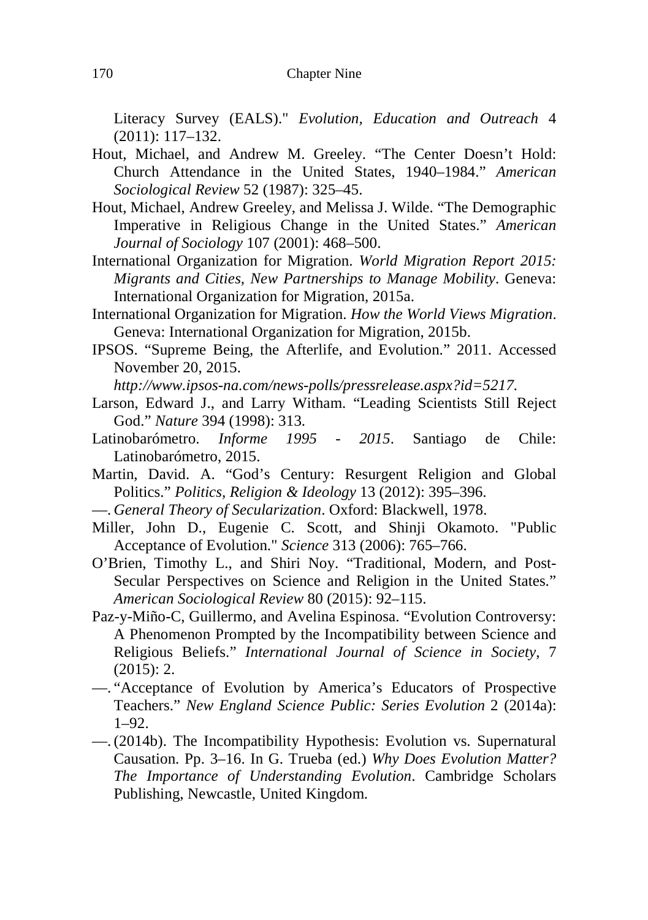Literacy Survey (EALS)." *Evolution, Education and Outreach* 4 (2011): 117–132.

Hout, Michael, and Andrew M. Greeley. "The Center Doesn't Hold: Church Attendance in the United States, 1940–1984." *American Sociological Review* 52 (1987): 325–45.

Hout, Michael, Andrew Greeley, and Melissa J. Wilde. "The Demographic Imperative in Religious Change in the United States." *American Journal of Sociology* 107 (2001): 468–500.

International Organization for Migration. *World Migration Report 2015: Migrants and Cities, New Partnerships to Manage Mobility*. Geneva: International Organization for Migration, 2015a.

International Organization for Migration. *How the World Views Migration*. Geneva: International Organization for Migration, 2015b.

IPSOS. "Supreme Being, the Afterlife, and Evolution." 2011. Accessed November 20, 2015. *http://www.ipsos-na.com/news-polls/pressrelease.aspx?id=5217*.

Larson, Edward J., and Larry Witham. "Leading Scientists Still Reject God." *Nature* 394 (1998): 313.

Latinobarómetro. *Informe 1995 - 2015*. Santiago de Chile: Latinobarómetro, 2015.

Martin, David. A. "God's Century: Resurgent Religion and Global Politics." *Politics, Religion & Ideology* 13 (2012): 395–396.

—. *General Theory of Secularization*. Oxford: Blackwell, 1978.

Miller, John D., Eugenie C. Scott, and Shinji Okamoto. "Public Acceptance of Evolution." *Science* 313 (2006): 765–766.

O'Brien, Timothy L., and Shiri Noy. "Traditional, Modern, and Post-Secular Perspectives on Science and Religion in the United States." *American Sociological Review* 80 (2015): 92–115.

Paz-y-Miño-C, Guillermo, and Avelina Espinosa. "Evolution Controversy: A Phenomenon Prompted by the Incompatibility between Science and Religious Beliefs." *International Journal of Science in Society*, 7 (2015): 2.

—. "Acceptance of Evolution by America's Educators of Prospective Teachers." *New England Science Public: Series Evolution* 2 (2014a): 1–92.

—. (2014b). The Incompatibility Hypothesis: Evolution vs. Supernatural Causation. Pp. 3–16. In G. Trueba (ed.) *Why Does Evolution Matter? The Importance of Understanding Evolution*. Cambridge Scholars Publishing, Newcastle, United Kingdom.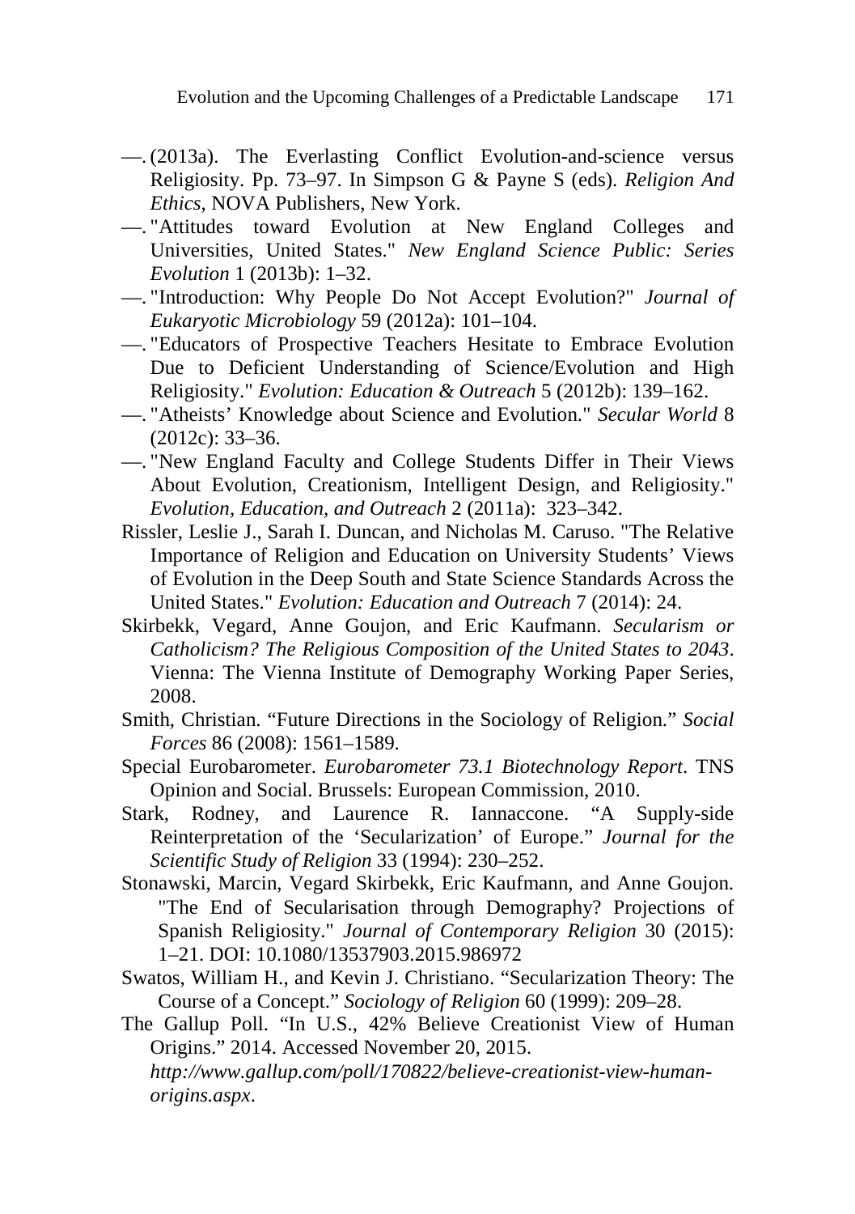—. (2013a). The Everlasting Conflict Evolution-and-science versus Religiosity. Pp. 73–97. In Simpson G & Payne S (eds). *Religion And Ethics*, NOVA Publishers, New York.

—. "Attitudes toward Evolution at New England Colleges and Universities, United States." *New England Science Public: Series Evolution* 1 (2013b): 1–32.

—. "Introduction: Why People Do Not Accept Evolution?" *Journal of Eukaryotic Microbiology* 59 (2012a): 101–104.

—. "Educators of Prospective Teachers Hesitate to Embrace Evolution Due to Deficient Understanding of Science/Evolution and High Religiosity." *Evolution: Education & Outreach* 5 (2012b): 139–162.

—. "Atheists' Knowledge about Science and Evolution." *Secular World* 8 (2012c): 33–36.

—. "New England Faculty and College Students Differ in Their Views About Evolution, Creationism, Intelligent Design, and Religiosity." *Evolution, Education, and Outreach* 2 (2011a): 323–342.

Rissler, Leslie J., Sarah I. Duncan, and Nicholas M. Caruso. "The Relative Importance of Religion and Education on University Students' Views of Evolution in the Deep South and State Science Standards Across the United States." *Evolution: Education and Outreach* 7 (2014): 24.

Skirbekk, Vegard, Anne Goujon, and Eric Kaufmann. *Secularism or Catholicism? The Religious Composition of the United States to 2043*. Vienna: The Vienna Institute of Demography Working Paper Series, 2008.

Smith, Christian. "Future Directions in the Sociology of Religion." *Social Forces* 86 (2008): 1561–1589.

Special Eurobarometer. *Eurobarometer 73.1 Biotechnology Report*. TNS Opinion and Social. Brussels: European Commission, 2010.

Stark, Rodney, and Laurence R. Iannaccone. "A Supply-side Reinterpretation of the 'Secularization' of Europe." *Journal for the Scientific Study of Religion* 33 (1994): 230–252.

Stonawski, Marcin, Vegard Skirbekk, Eric Kaufmann, and Anne Goujon. "The End of Secularisation through Demography? Projections of Spanish Religiosity." *Journal of Contemporary Religion* 30 (2015): 1–21. DOI: 10.1080/13537903.2015.986972

Swatos, William H., and Kevin J. Christiano. "Secularization Theory: The Course of a Concept." *Sociology of Religion* 60 (1999): 209–28.

The Gallup Poll. "In U.S., 42% Believe Creationist View of Human Origins." 2014. Accessed November 20, 2015. *http://www.gallup.com/poll/170822/believe-creationist-view-human-origins.aspx*.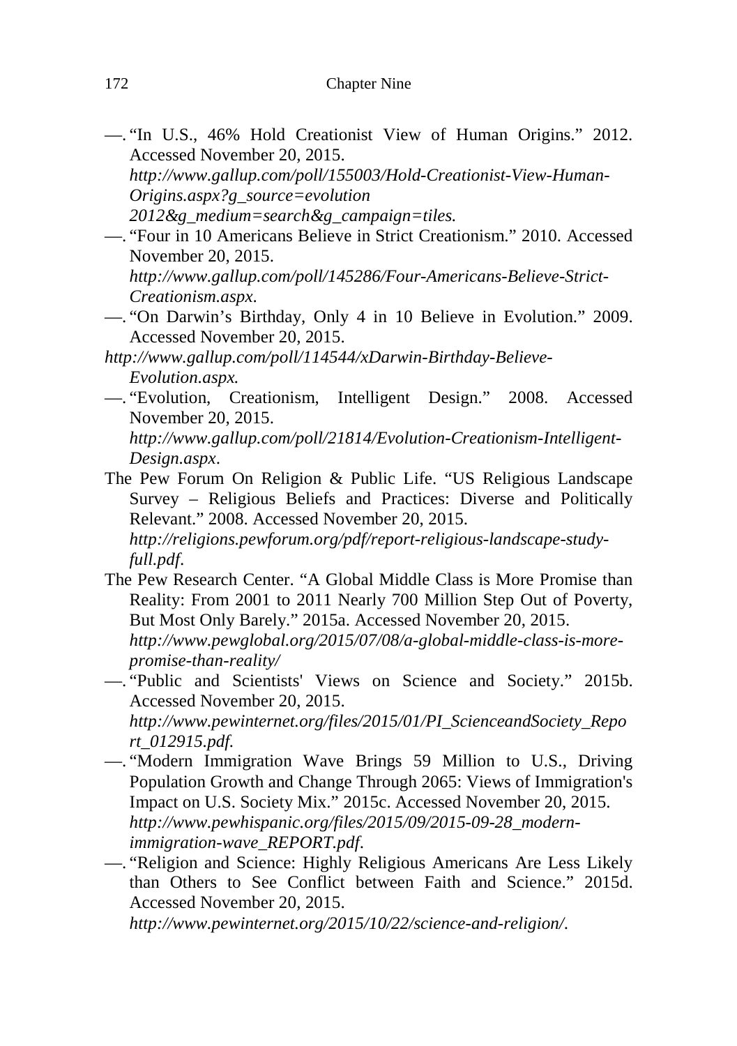—. "In U.S., 46% Hold Creationist View of Human Origins." 2012. Accessed November 20, 2015. *http://www.gallup.com/poll/155003/Hold-Creationist-View-Human-Origins.aspx?g_source=evolution 2012&g_medium=search&g_campaign=tiles.*

—. "Four in 10 Americans Believe in Strict Creationism." 2010. Accessed November 20, 2015. *http://www.gallup.com/poll/145286/Four-Americans-Believe-Strict-Creationism.aspx.*

—. "On Darwin's Birthday, Only 4 in 10 Believe in Evolution." 2009. Accessed November 20, 2015. *http://www.gallup.com/poll/114544/xDarwin-Birthday-Believe-Evolution.aspx.*

—. "Evolution, Creationism, Intelligent Design." 2008. Accessed November 20, 2015. *http://www.gallup.com/poll/21814/Evolution-Creationism-Intelligent-Design.aspx*.

The Pew Forum On Religion & Public Life. "US Religious Landscape Survey – Religious Beliefs and Practices: Diverse and Politically Relevant." 2008. Accessed November 20, 2015. *http://religions.pewforum.org/pdf/report-religious-landscape-study-full.pdf*.

The Pew Research Center. "A Global Middle Class is More Promise than Reality: From 2001 to 2011 Nearly 700 Million Step Out of Poverty, But Most Only Barely." 2015a. Accessed November 20, 2015. *http://www.pewglobal.org/2015/07/08/a-global-middle-class-is-more-promise-than-reality/*

—. "Public and Scientists' Views on Science and Society." 2015b. Accessed November 20, 2015. *http://www.pewinternet.org/files/2015/01/PI_ScienceandSociety_Report_012915.pdf.*

—. "Modern Immigration Wave Brings 59 Million to U.S., Driving Population Growth and Change Through 2065: Views of Immigration's Impact on U.S. Society Mix." 2015c. Accessed November 20, 2015. *http://www.pewhispanic.org/files/2015/09/2015-09-28_modern-immigration-wave_REPORT.pdf*.

—. "Religion and Science: Highly Religious Americans Are Less Likely than Others to See Conflict between Faith and Science." 2015d. Accessed November 20, 2015. *http://www.pewinternet.org/2015/10/22/science-and-religion/*.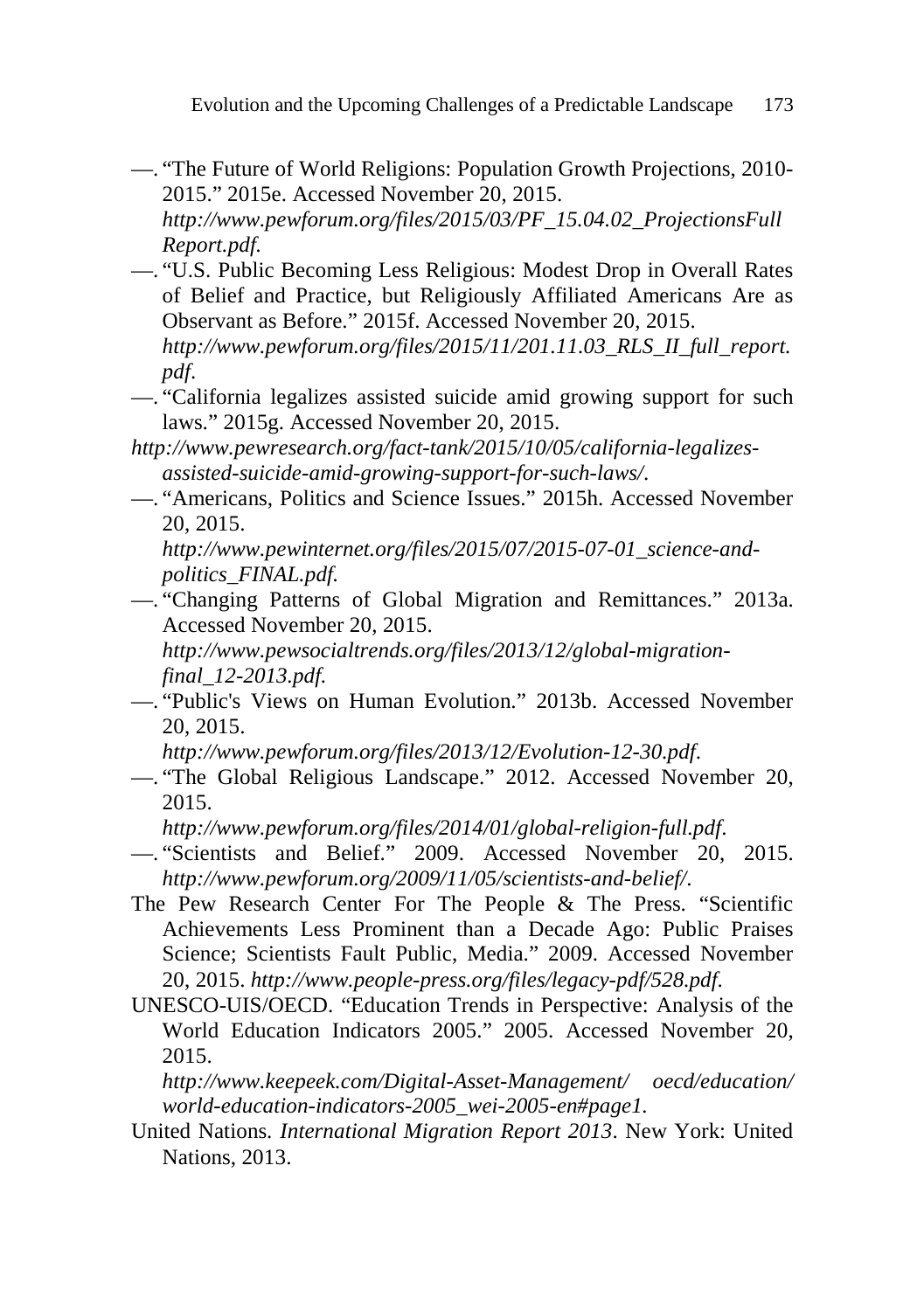—. "The Future of World Religions: Population Growth Projections, 2010-2015." 2015e. Accessed November 20, 2015. *http://www.pewforum.org/files/2015/03/PF_15.04.02_ProjectionsFullReport.pdf.*

—. "U.S. Public Becoming Less Religious: Modest Drop in Overall Rates of Belief and Practice, but Religiously Affiliated Americans Are as Observant as Before." 2015f. Accessed November 20, 2015. *http://www.pewforum.org/files/2015/11/201.11.03_RLS_II_full_report.pdf.*

—. "California legalizes assisted suicide amid growing support for such laws." 2015g. Accessed November 20, 2015.
*http://www.pewresearch.org/fact-tank/2015/10/05/california-legalizes-assisted-suicide-amid-growing-support-for-such-laws/.*

—. "Americans, Politics and Science Issues." 2015h. Accessed November 20, 2015. *http://www.pewinternet.org/files/2015/07/2015-07-01_science-and-politics_FINAL.pdf.*

—. "Changing Patterns of Global Migration and Remittances." 2013a. Accessed November 20, 2015. *http://www.pewsocialtrends.org/files/2013/12/global-migration-final_12-2013.pdf.*

—. "Public's Views on Human Evolution." 2013b. Accessed November 20, 2015. *http://www.pewforum.org/files/2013/12/Evolution-12-30.pdf.*

—. "The Global Religious Landscape." 2012. Accessed November 20, 2015. *http://www.pewforum.org/files/2014/01/global-religion-full.pdf.*

—. "Scientists and Belief." 2009. Accessed November 20, 2015. *http://www.pewforum.org/2009/11/05/scientists-and-belief/.*

The Pew Research Center For The People & The Press. "Scientific Achievements Less Prominent than a Decade Ago: Public Praises Science; Scientists Fault Public, Media." 2009. Accessed November 20, 2015. *http://www.people-press.org/files/legacy-pdf/528.pdf.*

UNESCO-UIS/OECD. "Education Trends in Perspective: Analysis of the World Education Indicators 2005." 2005. Accessed November 20, 2015. *http://www.keepeek.com/Digital-Asset-Management/ oecd/education/ world-education-indicators-2005_wei-2005-en#page1.*

United Nations. *International Migration Report 2013*. New York: United Nations, 2013.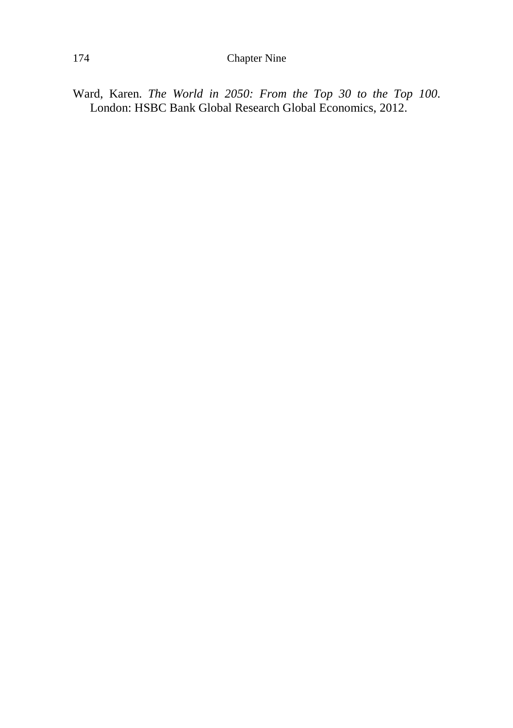Ward, Karen. *The World in 2050: From the Top 30 to the Top 100*. London: HSBC Bank Global Research Global Economics, 2012.